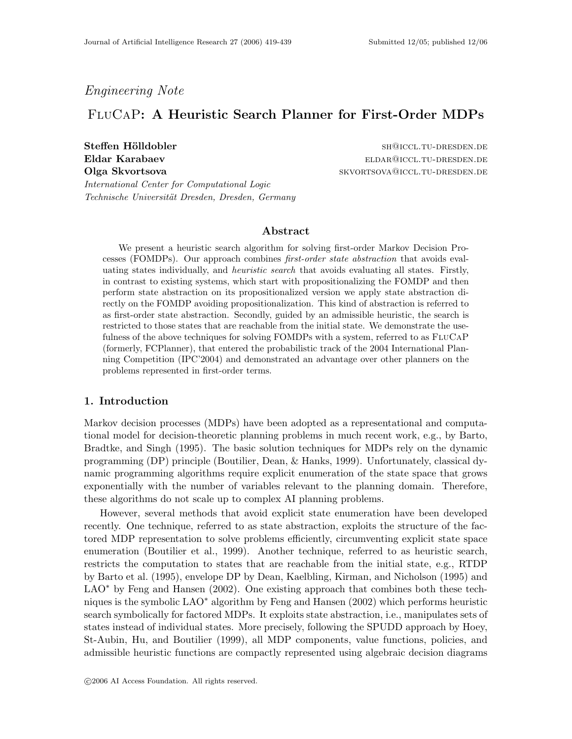*Engineering Note*

# FluCaP: A Heuristic Search Planner for First-Order MDPs

**Steffen Hölldobler** sh@iccl.tu-dresden.de
**Eldar Karabaev** eldar@iccl.tu-dresden.de
**Olga Skvortsova** skvortsova@iccl.tu-dresden.de

*International Center for Computational Logic*
*Technische Universität Dresden, Dresden, Germany*

### Abstract

We present a heuristic search algorithm for solving first-order Markov Decision Processes (FOMDPs). Our approach combines *first-order state abstraction* that avoids evaluating states individually, and *heuristic search* that avoids evaluating all states. Firstly, in contrast to existing systems, which start with propositionalizing the FOMDP and then perform state abstraction on its propositionalized version we apply state abstraction directly on the FOMDP avoiding propositionalization. This kind of abstraction is referred to as first-order state abstraction. Secondly, guided by an admissible heuristic, the search is restricted to those states that are reachable from the initial state. We demonstrate the usefulness of the above techniques for solving FOMDPs with a system, referred to as FluCaP (formerly, FCPlanner), that entered the probabilistic track of the 2004 International Planning Competition (IPC'2004) and demonstrated an advantage over other planners on the problems represented in first-order terms.

## 1. Introduction

Markov decision processes (MDPs) have been adopted as a representational and computational model for decision-theoretic planning problems in much recent work, e.g., by Barto, Bradtke, and Singh (1995). The basic solution techniques for MDPs rely on the dynamic programming (DP) principle (Boutilier, Dean, & Hanks, 1999). Unfortunately, classical dynamic programming algorithms require explicit enumeration of the state space that grows exponentially with the number of variables relevant to the planning domain. Therefore, these algorithms do not scale up to complex AI planning problems.

However, several methods that avoid explicit state enumeration have been developed recently. One technique, referred to as state abstraction, exploits the structure of the factored MDP representation to solve problems efficiently, circumventing explicit state space enumeration (Boutilier et al., 1999). Another technique, referred to as heuristic search, restricts the computation to states that are reachable from the initial state, e.g., RTDP by Barto et al. (1995), envelope DP by Dean, Kaelbling, Kirman, and Nicholson (1995) and LAO$^*$ by Feng and Hansen (2002). One existing approach that combines both these techniques is the symbolic LAO$^*$ algorithm by Feng and Hansen (2002) which performs heuristic search symbolically for factored MDPs. It exploits state abstraction, i.e., manipulates sets of states instead of individual states. More precisely, following the SPUDD approach by Hoey, St-Aubin, Hu, and Boutilier (1999), all MDP components, value functions, policies, and admissible heuristic functions are compactly represented using algebraic decision diagrams

©2006 AI Access Foundation. All rights reserved.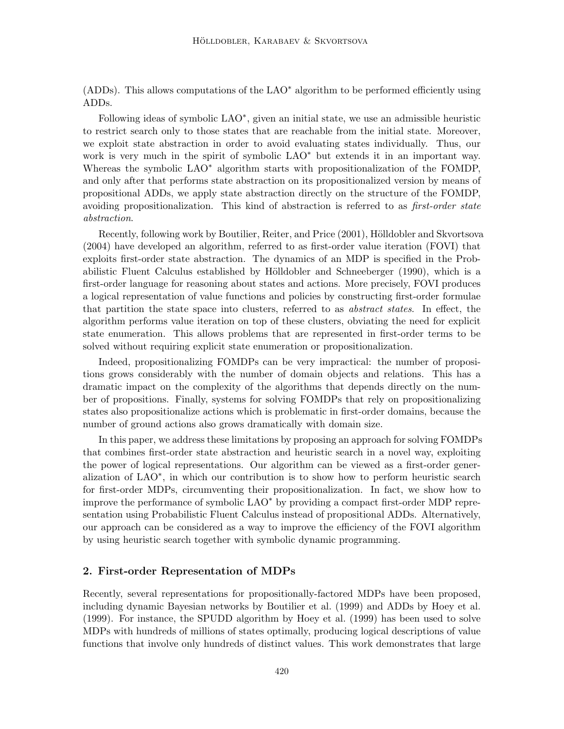(ADDs). This allows computations of the LAO$^*$ algorithm to be performed efficiently using ADDs.

Following ideas of symbolic LAO$^*$, given an initial state, we use an admissible heuristic to restrict search only to those states that are reachable from the initial state. Moreover, we exploit state abstraction in order to avoid evaluating states individually. Thus, our work is very much in the spirit of symbolic LAO$^*$ but extends it in an important way. Whereas the symbolic LAO$^*$ algorithm starts with propositionalization of the FOMDP, and only after that performs state abstraction on its propositionalized version by means of propositional ADDs, we apply state abstraction directly on the structure of the FOMDP, avoiding propositionalization. This kind of abstraction is referred to as *first-order state abstraction*.

Recently, following work by Boutilier, Reiter, and Price (2001), Hölldobler and Skvortsova (2004) have developed an algorithm, referred to as first-order value iteration (FOVI) that exploits first-order state abstraction. The dynamics of an MDP is specified in the Probabilistic Fluent Calculus established by Hölldobler and Schneeberger (1990), which is a first-order language for reasoning about states and actions. More precisely, FOVI produces a logical representation of value functions and policies by constructing first-order formulae that partition the state space into clusters, referred to as *abstract states*. In effect, the algorithm performs value iteration on top of these clusters, obviating the need for explicit state enumeration. This allows problems that are represented in first-order terms to be solved without requiring explicit state enumeration or propositionalization.

Indeed, propositionalizing FOMDPs can be very impractical: the number of propositions grows considerably with the number of domain objects and relations. This has a dramatic impact on the complexity of the algorithms that depends directly on the number of propositions. Finally, systems for solving FOMDPs that rely on propositionalizing states also propositionalize actions which is problematic in first-order domains, because the number of ground actions also grows dramatically with domain size.

In this paper, we address these limitations by proposing an approach for solving FOMDPs that combines first-order state abstraction and heuristic search in a novel way, exploiting the power of logical representations. Our algorithm can be viewed as a first-order generalization of LAO$^*$, in which our contribution is to show how to perform heuristic search for first-order MDPs, circumventing their propositionalization. In fact, we show how to improve the performance of symbolic LAO$^*$ by providing a compact first-order MDP representation using Probabilistic Fluent Calculus instead of propositional ADDs. Alternatively, our approach can be considered as a way to improve the efficiency of the FOVI algorithm by using heuristic search together with symbolic dynamic programming.

## 2. First-order Representation of MDPs

Recently, several representations for propositionally-factored MDPs have been proposed, including dynamic Bayesian networks by Boutilier et al. (1999) and ADDs by Hoey et al. (1999). For instance, the SPUDD algorithm by Hoey et al. (1999) has been used to solve MDPs with hundreds of millions of states optimally, producing logical descriptions of value functions that involve only hundreds of distinct values. This work demonstrates that large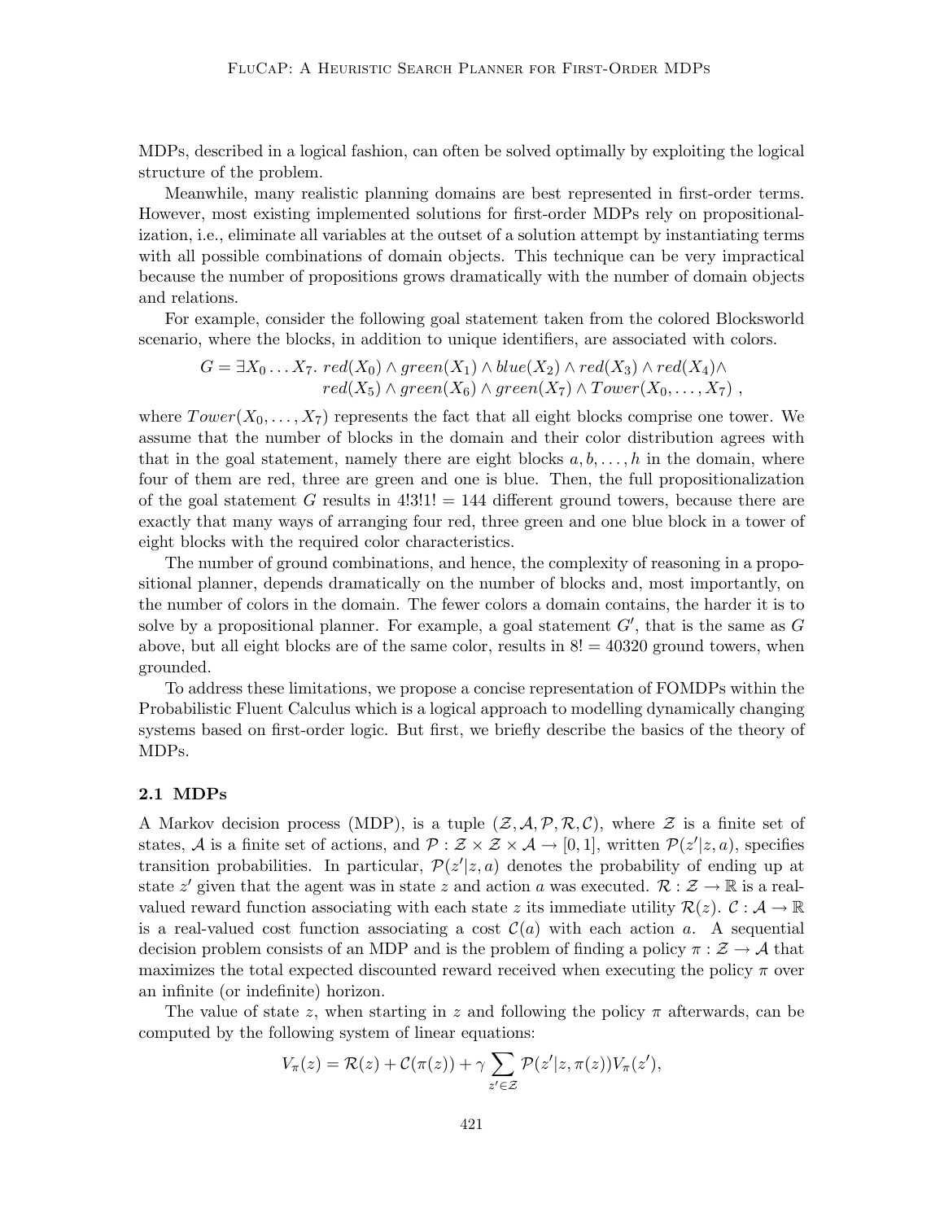MDPs, described in a logical fashion, can often be solved optimally by exploiting the logical structure of the problem.

Meanwhile, many realistic planning domains are best represented in first-order terms. However, most existing implemented solutions for first-order MDPs rely on propositionalization, i.e., eliminate all variables at the outset of a solution attempt by instantiating terms with all possible combinations of domain objects. This technique can be very impractical because the number of propositions grows dramatically with the number of domain objects and relations.

For example, consider the following goal statement taken from the colored Blocksworld scenario, where the blocks, in addition to unique identifiers, are associated with colors.

$$G = \exists X_0 \ldots X_7.\ red(X_0) \wedge green(X_1) \wedge blue(X_2) \wedge red(X_3) \wedge red(X_4) \wedge \\ red(X_5) \wedge green(X_6) \wedge green(X_7) \wedge Tower(X_0, \ldots, X_7)\ ,$$

where $Tower(X_0, \ldots, X_7)$ represents the fact that all eight blocks comprise one tower. We assume that the number of blocks in the domain and their color distribution agrees with that in the goal statement, namely there are eight blocks $a, b, \ldots, h$ in the domain, where four of them are red, three are green and one is blue. Then, the full propositionalization of the goal statement $G$ results in $4!3!1! = 144$ different ground towers, because there are exactly that many ways of arranging four red, three green and one blue block in a tower of eight blocks with the required color characteristics.

The number of ground combinations, and hence, the complexity of reasoning in a propositional planner, depends dramatically on the number of blocks and, most importantly, on the number of colors in the domain. The fewer colors a domain contains, the harder it is to solve by a propositional planner. For example, a goal statement $G'$, that is the same as $G$ above, but all eight blocks are of the same color, results in $8! = 40320$ ground towers, when grounded.

To address these limitations, we propose a concise representation of FOMDPs within the Probabilistic Fluent Calculus which is a logical approach to modelling dynamically changing systems based on first-order logic. But first, we briefly describe the basics of the theory of MDPs.

### 2.1 MDPs

A Markov decision process (MDP), is a tuple $(\mathcal{Z}, \mathcal{A}, \mathcal{P}, \mathcal{R}, \mathcal{C})$, where $\mathcal{Z}$ is a finite set of states, $\mathcal{A}$ is a finite set of actions, and $\mathcal{P} : \mathcal{Z} \times \mathcal{Z} \times \mathcal{A} \rightarrow [0, 1]$, written $\mathcal{P}(z'|z, a)$, specifies transition probabilities. In particular, $\mathcal{P}(z'|z, a)$ denotes the probability of ending up at state $z'$ given that the agent was in state $z$ and action $a$ was executed. $\mathcal{R} : \mathcal{Z} \rightarrow \mathbb{R}$ is a real-valued reward function associating with each state $z$ its immediate utility $\mathcal{R}(z)$. $\mathcal{C} : \mathcal{A} \rightarrow \mathbb{R}$ is a real-valued cost function associating a cost $\mathcal{C}(a)$ with each action $a$. A sequential decision problem consists of an MDP and is the problem of finding a policy $\pi : \mathcal{Z} \rightarrow \mathcal{A}$ that maximizes the total expected discounted reward received when executing the policy $\pi$ over an infinite (or indefinite) horizon.

The value of state $z$, when starting in $z$ and following the policy $\pi$ afterwards, can be computed by the following system of linear equations:

$$V_\pi(z) = \mathcal{R}(z) + \mathcal{C}(\pi(z)) + \gamma \sum_{z' \in \mathcal{Z}} \mathcal{P}(z'|z, \pi(z)) V_\pi(z'),$$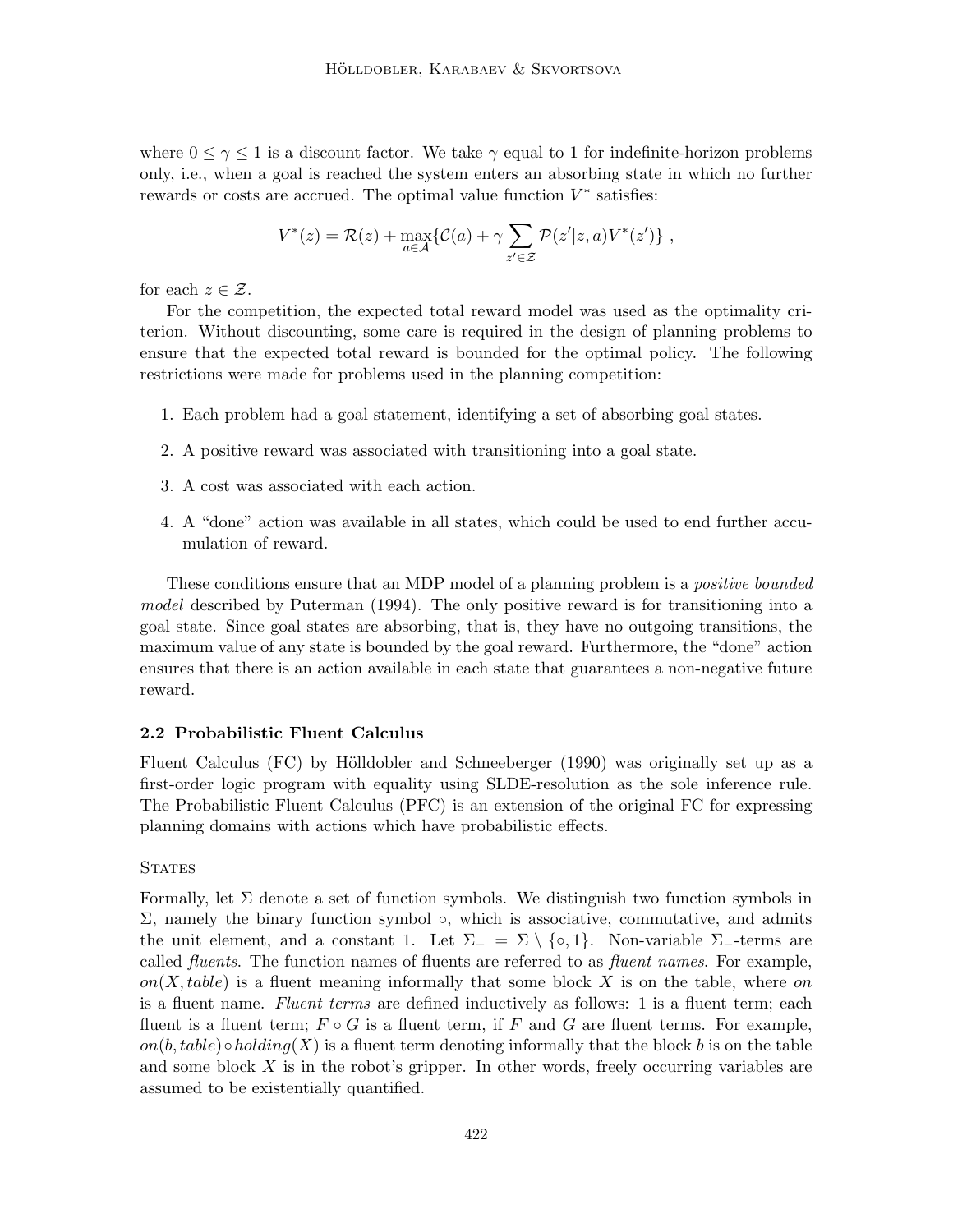where $0 \leq \gamma \leq 1$ is a discount factor. We take $\gamma$ equal to 1 for indefinite-horizon problems only, i.e., when a goal is reached the system enters an absorbing state in which no further rewards or costs are accrued. The optimal value function $V^*$ satisfies:

$$V^*(z) = \mathcal{R}(z) + \max_{a \in \mathcal{A}} \{\mathcal{C}(a) + \gamma \sum_{z' \in \mathcal{Z}} \mathcal{P}(z'|z, a) V^*(z')\} \ ,$$

for each $z \in \mathcal{Z}$.

For the competition, the expected total reward model was used as the optimality criterion. Without discounting, some care is required in the design of planning problems to ensure that the expected total reward is bounded for the optimal policy. The following restrictions were made for problems used in the planning competition:

1. Each problem had a goal statement, identifying a set of absorbing goal states.
2. A positive reward was associated with transitioning into a goal state.
3. A cost was associated with each action.
4. A "done" action was available in all states, which could be used to end further accumulation of reward.

These conditions ensure that an MDP model of a planning problem is a *positive bounded model* described by Puterman (1994). The only positive reward is for transitioning into a goal state. Since goal states are absorbing, that is, they have no outgoing transitions, the maximum value of any state is bounded by the goal reward. Furthermore, the "done" action ensures that there is an action available in each state that guarantees a non-negative future reward.

### 2.2 Probabilistic Fluent Calculus

Fluent Calculus (FC) by Hölldobler and Schneeberger (1990) was originally set up as a first-order logic program with equality using SLDE-resolution as the sole inference rule. The Probabilistic Fluent Calculus (PFC) is an extension of the original FC for expressing planning domains with actions which have probabilistic effects.

#### States

Formally, let $\Sigma$ denote a set of function symbols. We distinguish two function symbols in $\Sigma$, namely the binary function symbol $\circ$, which is associative, commutative, and admits the unit element, and a constant 1. Let $\Sigma_- = \Sigma \setminus \{\circ, 1\}$. Non-variable $\Sigma_-$-terms are called *fluents*. The function names of fluents are referred to as *fluent names*. For example, $on(X, table)$ is a fluent meaning informally that some block $X$ is on the table, where $on$ is a fluent name. *Fluent terms* are defined inductively as follows: 1 is a fluent term; each fluent is a fluent term; $F \circ G$ is a fluent term, if $F$ and $G$ are fluent terms. For example, $on(b, table) \circ holding(X)$ is a fluent term denoting informally that the block $b$ is on the table and some block $X$ is in the robot's gripper. In other words, freely occurring variables are assumed to be existentially quantified.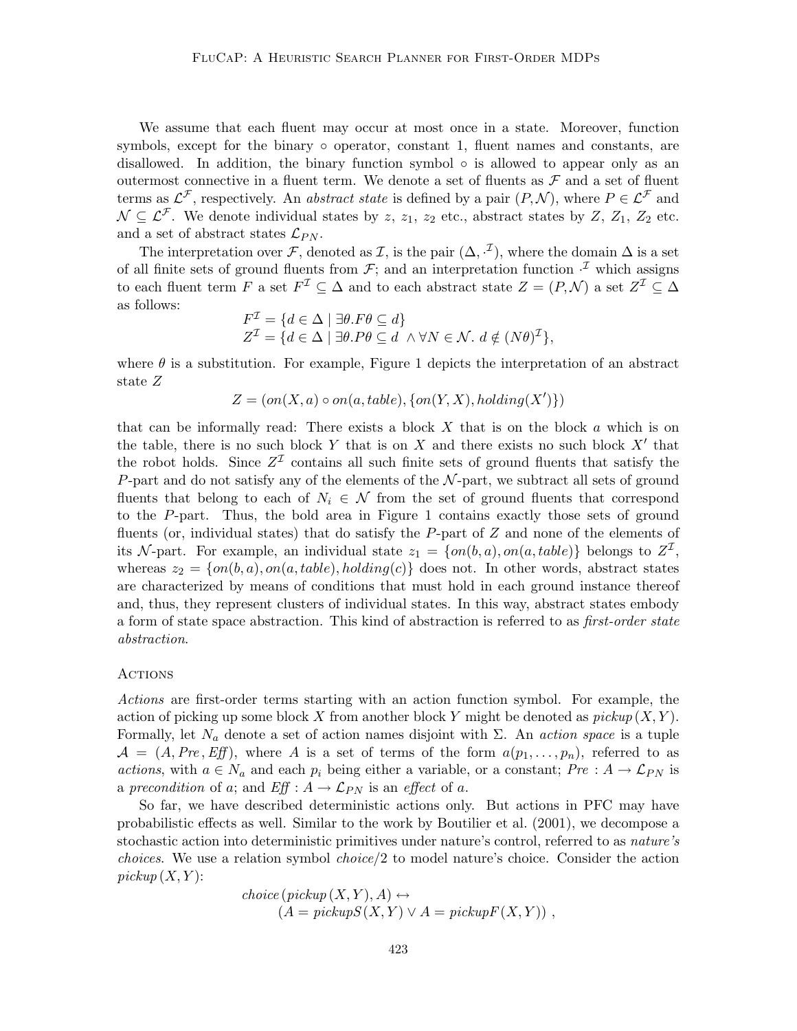We assume that each fluent may occur at most once in a state. Moreover, function symbols, except for the binary $\circ$ operator, constant 1, fluent names and constants, are disallowed. In addition, the binary function symbol $\circ$ is allowed to appear only as an outermost connective in a fluent term. We denote a set of fluents as $\mathcal{F}$ and a set of fluent terms as $\mathcal{L}^{\mathcal{F}}$, respectively. An *abstract state* is defined by a pair $(P, \mathcal{N})$, where $P \in \mathcal{L}^{\mathcal{F}}$ and $\mathcal{N} \subseteq \mathcal{L}^{\mathcal{F}}$. We denote individual states by $z$, $z_1$, $z_2$ etc., abstract states by $Z$, $Z_1$, $Z_2$ etc. and a set of abstract states $\mathcal{L}_{PN}$.

The interpretation over $\mathcal{F}$, denoted as $\mathcal{I}$, is the pair $(\Delta, \cdot^{\mathcal{I}})$, where the domain $\Delta$ is a set of all finite sets of ground fluents from $\mathcal{F}$; and an interpretation function $\cdot^{\mathcal{I}}$ which assigns to each fluent term $F$ a set $F^{\mathcal{I}} \subseteq \Delta$ and to each abstract state $Z = (P, \mathcal{N})$ a set $Z^{\mathcal{I}} \subseteq \Delta$ as follows:

$$
\begin{aligned}
F^{\mathcal{I}} &= \{d \in \Delta \mid \exists \theta. F\theta \subseteq d\} \\
Z^{\mathcal{I}} &= \{d \in \Delta \mid \exists \theta. P\theta \subseteq d \ \wedge \forall N \in \mathcal{N}.\ d \notin (N\theta)^{\mathcal{I}}\},
\end{aligned}
$$

where $\theta$ is a substitution. For example, Figure 1 depicts the interpretation of an abstract state $Z$

$$
Z = (on(X, a) \circ on(a, table), \{on(Y, X), holding(X')\})
$$

that can be informally read: There exists a block $X$ that is on the block $a$ which is on the table, there is no such block $Y$ that is on $X$ and there exists no such block $X'$ that the robot holds. Since $Z^{\mathcal{I}}$ contains all such finite sets of ground fluents that satisfy the $P$-part and do not satisfy any of the elements of the $\mathcal{N}$-part, we subtract all sets of ground fluents that belong to each of $N_i \in \mathcal{N}$ from the set of ground fluents that correspond to the $P$-part. Thus, the bold area in Figure 1 contains exactly those sets of ground fluents (or, individual states) that do satisfy the $P$-part of $Z$ and none of the elements of its $\mathcal{N}$-part. For example, an individual state $z_1 = \{on(b, a), on(a, table)\}$ belongs to $Z^{\mathcal{I}}$, whereas $z_2 = \{on(b, a), on(a, table), holding(c)\}$ does not. In other words, abstract states are characterized by means of conditions that must hold in each ground instance thereof and, thus, they represent clusters of individual states. In this way, abstract states embody a form of state space abstraction. This kind of abstraction is referred to as *first-order state abstraction*.

### Actions

*Actions* are first-order terms starting with an action function symbol. For example, the action of picking up some block $X$ from another block $Y$ might be denoted as $pickup(X, Y)$. Formally, let $N_a$ denote a set of action names disjoint with $\Sigma$. An *action space* is a tuple $\mathcal{A} = (A, Pre, Eff)$, where $A$ is a set of terms of the form $a(p_1, \ldots, p_n)$, referred to as *actions*, with $a \in N_a$ and each $p_i$ being either a variable, or a constant; $Pre : A \rightarrow \mathcal{L}_{PN}$ is a *precondition* of $a$; and $Eff : A \rightarrow \mathcal{L}_{PN}$ is an *effect* of $a$.

So far, we have described deterministic actions only. But actions in PFC may have probabilistic effects as well. Similar to the work by Boutilier et al. (2001), we decompose a stochastic action into deterministic primitives under nature's control, referred to as *nature's choices*. We use a relation symbol $choice/2$ to model nature's choice. Consider the action $pickup(X, Y)$:

$$
\begin{aligned}
&choice(pickup(X, Y), A) \leftrightarrow \\
&\qquad (A = pickupS(X, Y) \vee A = pickupF(X, Y)) \ ,
\end{aligned}
$$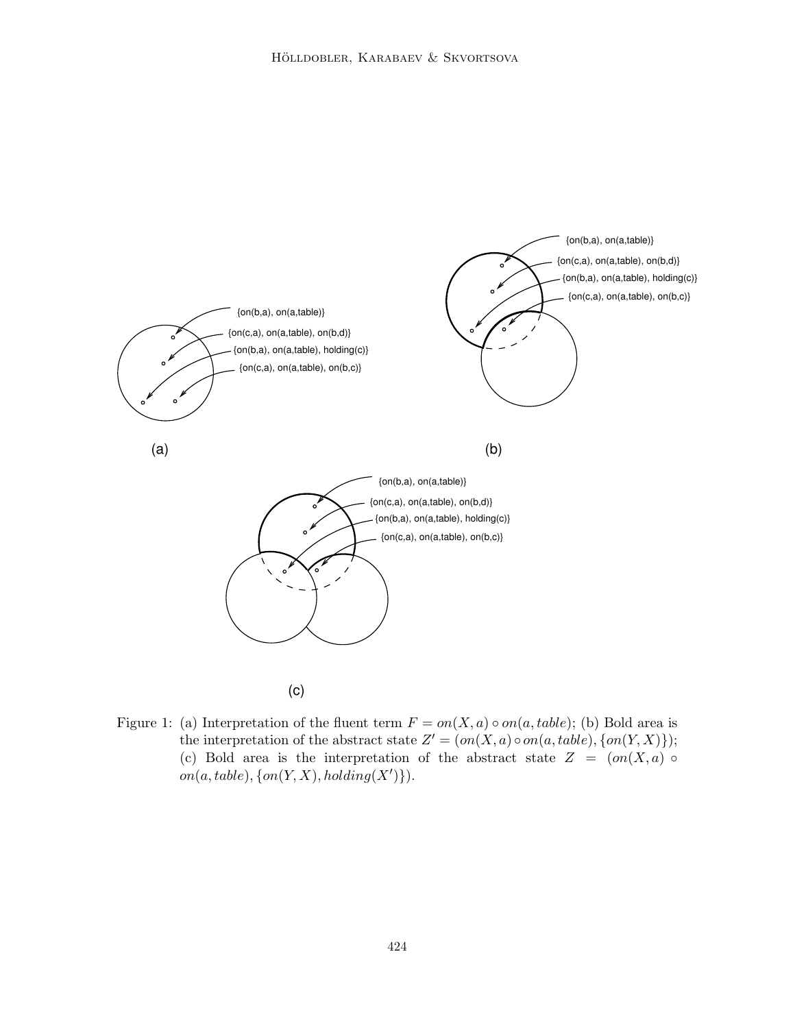Figure 1: (a) Interpretation of the fluent term $F = on(X, a) \circ on(a, table)$; (b) Bold area is the interpretation of the abstract state $Z' = (on(X, a) \circ on(a, table), \{on(Y, X)\})$; (c) Bold area is the interpretation of the abstract state $Z = (on(X, a) \circ on(a, table), \{on(Y, X), holding(X')\})$.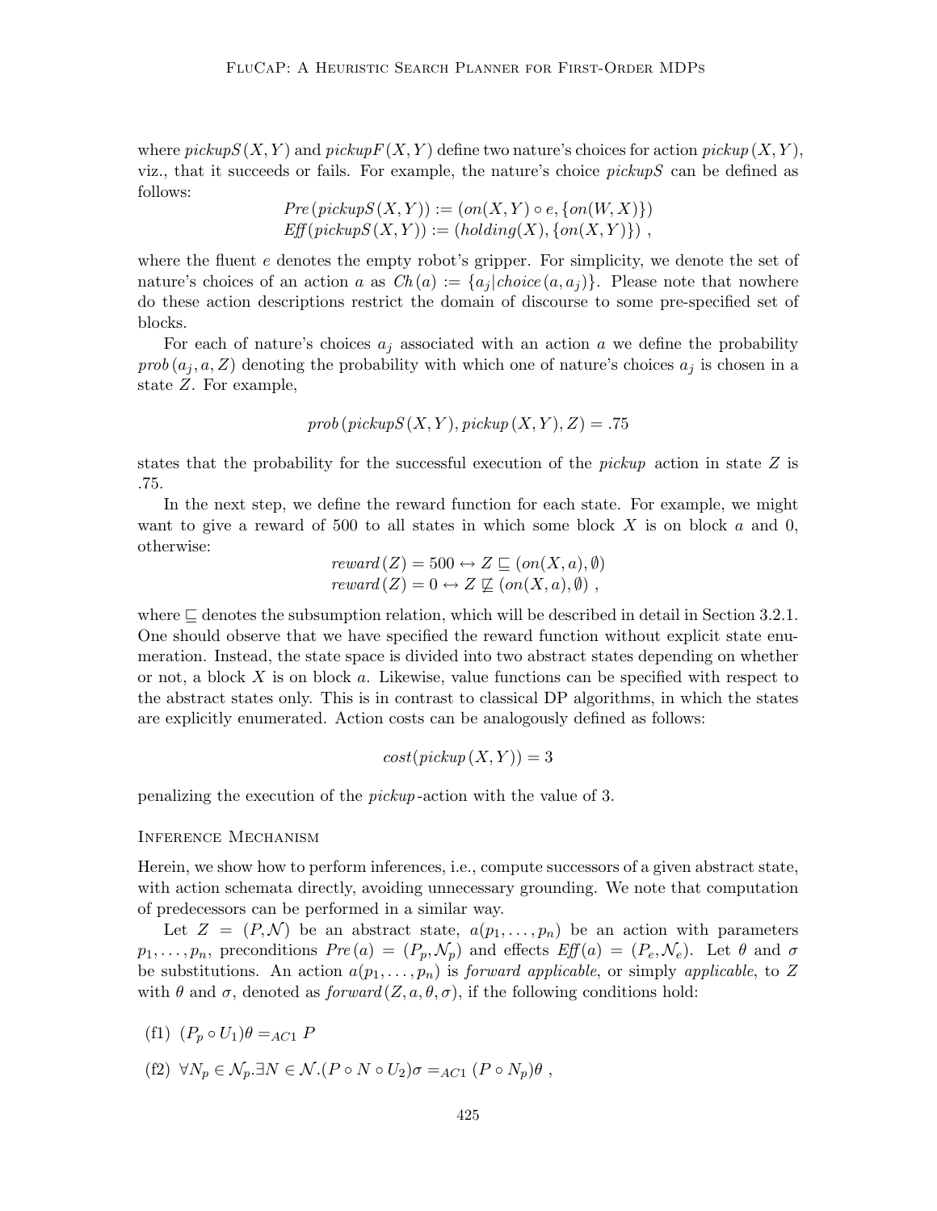where $pickupS(X,Y)$ and $pickupF(X,Y)$ define two nature's choices for action $pickup(X,Y)$, viz., that it succeeds or fails. For example, the nature's choice $pickupS$ can be defined as follows:

$$Pre(pickupS(X,Y)) := (on(X,Y) \circ e, \{on(W,X)\})$$
$$Eff(pickupS(X,Y)) := (holding(X), \{on(X,Y)\}) \;,$$

where the fluent $e$ denotes the empty robot's gripper. For simplicity, we denote the set of nature's choices of an action $a$ as $Ch(a) := \{a_j | choice(a, a_j)\}$. Please note that nowhere do these action descriptions restrict the domain of discourse to some pre-specified set of blocks.

For each of nature's choices $a_j$ associated with an action $a$ we define the probability $prob(a_j, a, Z)$ denoting the probability with which one of nature's choices $a_j$ is chosen in a state $Z$. For example,

$$prob(pickupS(X,Y), pickup(X,Y), Z) = .75$$

states that the probability for the successful execution of the *pickup* action in state $Z$ is .75.

In the next step, we define the reward function for each state. For example, we might want to give a reward of 500 to all states in which some block $X$ is on block $a$ and 0, otherwise:

$$reward(Z) = 500 \leftrightarrow Z \sqsubseteq (on(X,a), \emptyset)$$
$$reward(Z) = 0 \leftrightarrow Z \not\sqsubseteq (on(X,a), \emptyset) \;,$$

where $\sqsubseteq$ denotes the subsumption relation, which will be described in detail in Section 3.2.1. One should observe that we have specified the reward function without explicit state enumeration. Instead, the state space is divided into two abstract states depending on whether or not, a block $X$ is on block $a$. Likewise, value functions can be specified with respect to the abstract states only. This is in contrast to classical DP algorithms, in which the states are explicitly enumerated. Action costs can be analogously defined as follows:

$$cost(pickup(X,Y)) = 3$$

penalizing the execution of the *pickup*-action with the value of 3.

### Inference Mechanism

Herein, we show how to perform inferences, i.e., compute successors of a given abstract state, with action schemata directly, avoiding unnecessary grounding. We note that computation of predecessors can be performed in a similar way.

Let $Z = (P, \mathcal{N})$ be an abstract state, $a(p_1, \ldots, p_n)$ be an action with parameters $p_1, \ldots, p_n$, preconditions $Pre(a) = (P_p, \mathcal{N}_p)$ and effects $Eff(a) = (P_e, \mathcal{N}_e)$. Let $\theta$ and $\sigma$ be substitutions. An action $a(p_1, \ldots, p_n)$ is *forward applicable*, or simply *applicable*, to $Z$ with $\theta$ and $\sigma$, denoted as $forward(Z, a, \theta, \sigma)$, if the following conditions hold:

(f1) $(P_p \circ U_1)\theta =_{AC1} P$

(f2) $\forall N_p \in \mathcal{N}_p . \exists N \in \mathcal{N} . (P \circ N \circ U_2)\sigma =_{AC1} (P \circ N_p)\theta \;,$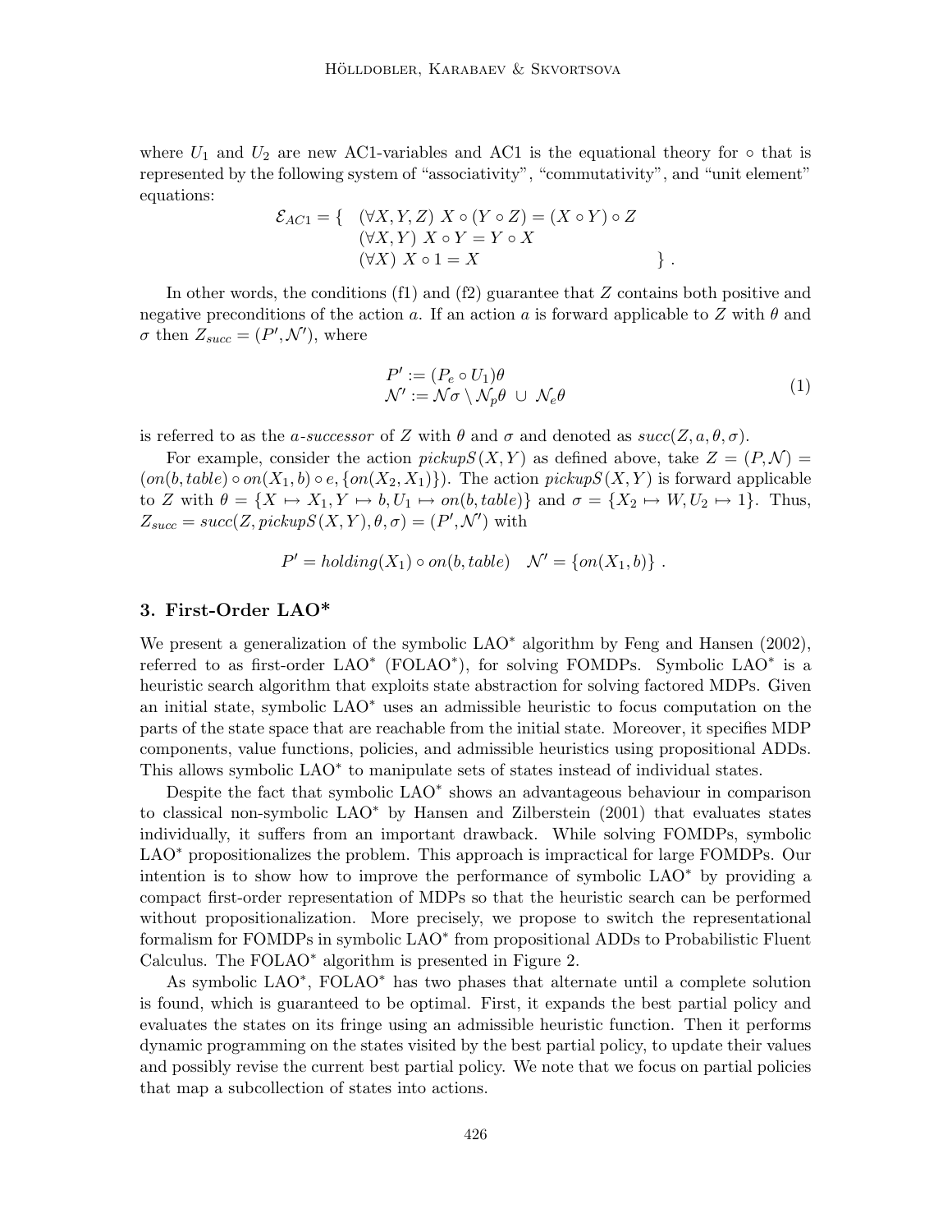where $U_1$ and $U_2$ are new AC1-variables and AC1 is the equational theory for $\circ$ that is represented by the following system of "associativity", "commutativity", and "unit element" equations:

$$
\mathcal{E}_{AC1} = \{ \quad \begin{array}{l} (\forall X, Y, Z)\ X \circ (Y \circ Z) = (X \circ Y) \circ Z \\ (\forall X, Y)\ X \circ Y = Y \circ X \\ (\forall X)\ X \circ 1 = X \end{array} \quad \} .
$$

In other words, the conditions (f1) and (f2) guarantee that $Z$ contains both positive and negative preconditions of the action $a$. If an action $a$ is forward applicable to $Z$ with $\theta$ and $\sigma$ then $Z_{succ} = (P', \mathcal{N}')$, where

$$
\begin{array}{l} P' := (P_e \circ U_1)\theta \\ \mathcal{N}' := \mathcal{N}\sigma \setminus \mathcal{N}_p\theta \ \cup \ \mathcal{N}_e\theta \end{array} \tag{1}
$$

is referred to as the *a-successor* of $Z$ with $\theta$ and $\sigma$ and denoted as $succ(Z, a, \theta, \sigma)$.

For example, consider the action $pickupS(X, Y)$ as defined above, take $Z = (P, \mathcal{N}) = (on(b, table) \circ on(X_1, b) \circ e, \{on(X_2, X_1)\})$. The action $pickupS(X, Y)$ is forward applicable to $Z$ with $\theta = \{X \mapsto X_1, Y \mapsto b, U_1 \mapsto on(b, table)\}$ and $\sigma = \{X_2 \mapsto W, U_2 \mapsto 1\}$. Thus, $Z_{succ} = succ(Z, pickupS(X, Y), \theta, \sigma) = (P', \mathcal{N}')$ with

$$
P' = holding(X_1) \circ on(b, table) \quad \mathcal{N}' = \{on(X_1, b)\} .
$$

## 3. First-Order LAO*

We present a generalization of the symbolic LAO* algorithm by Feng and Hansen (2002), referred to as first-order LAO* (FOLAO*), for solving FOMDPs. Symbolic LAO* is a heuristic search algorithm that exploits state abstraction for solving factored MDPs. Given an initial state, symbolic LAO* uses an admissible heuristic to focus computation on the parts of the state space that are reachable from the initial state. Moreover, it specifies MDP components, value functions, policies, and admissible heuristics using propositional ADDs. This allows symbolic LAO* to manipulate sets of states instead of individual states.

Despite the fact that symbolic LAO* shows an advantageous behaviour in comparison to classical non-symbolic LAO* by Hansen and Zilberstein (2001) that evaluates states individually, it suffers from an important drawback. While solving FOMDPs, symbolic LAO* propositionalizes the problem. This approach is impractical for large FOMDPs. Our intention is to show how to improve the performance of symbolic LAO* by providing a compact first-order representation of MDPs so that the heuristic search can be performed without propositionalization. More precisely, we propose to switch the representational formalism for FOMDPs in symbolic LAO* from propositional ADDs to Probabilistic Fluent Calculus. The FOLAO* algorithm is presented in Figure 2.

As symbolic LAO*, FOLAO* has two phases that alternate until a complete solution is found, which is guaranteed to be optimal. First, it expands the best partial policy and evaluates the states on its fringe using an admissible heuristic function. Then it performs dynamic programming on the states visited by the best partial policy, to update their values and possibly revise the current best partial policy. We note that we focus on partial policies that map a subcollection of states into actions.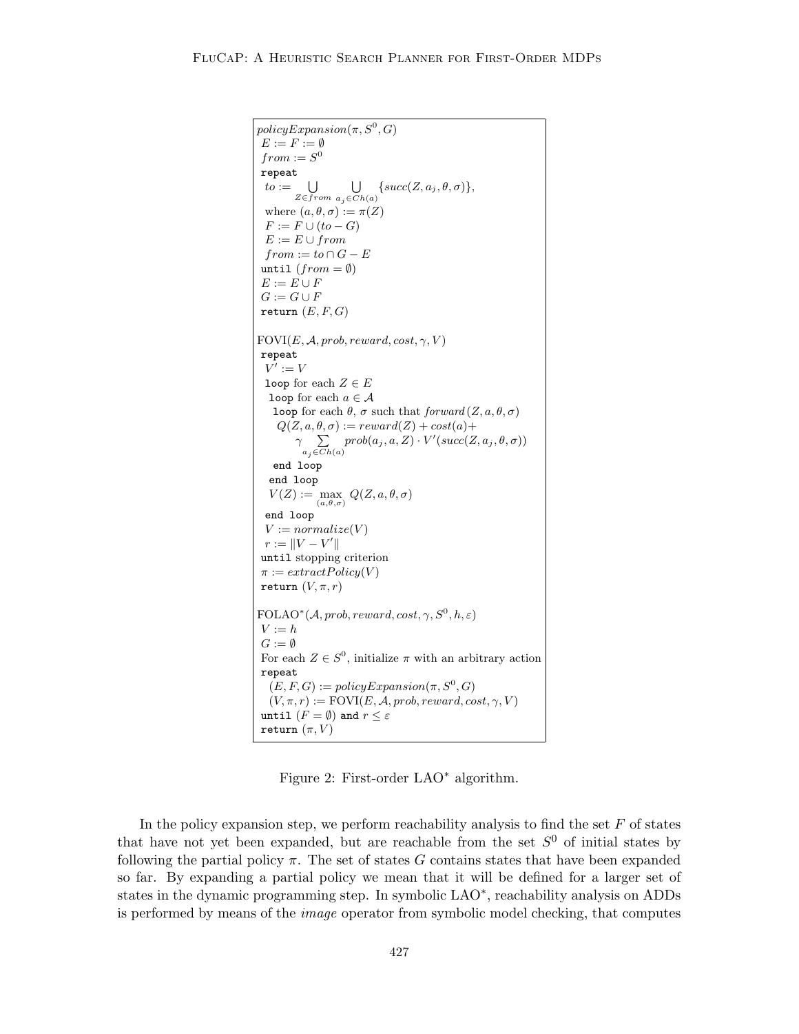```
policyExpansion(π, S^0, G)
 E := F := ∅
 from := S^0
 repeat
  to := ⋃_{Z∈from} ⋃_{a_j∈Ch(a)} {succ(Z, a_j, θ, σ)},
   where (a, θ, σ) := π(Z)
  F := F ∪ (to − G)
  E := E ∪ from
  from := to ∩ G − E
 until (from = ∅)
 E := E ∪ F
 G := G ∪ F
 return (E, F, G)

FOVI(E, A, prob, reward, cost, γ, V)
 repeat
  V' := V
  loop for each Z ∈ E
   loop for each a ∈ A
    loop for each θ, σ such that forward(Z, a, θ, σ)
     Q(Z, a, θ, σ) := reward(Z) + cost(a)+
        γ Σ_{a_j∈Ch(a)} prob(a_j, a, Z) · V'(succ(Z, a_j, θ, σ))
    end loop
   end loop
   V(Z) := max_{(a,θ,σ)} Q(Z, a, θ, σ)
  end loop
  V := normalize(V)
  r := ‖V − V'‖
 until stopping criterion
 π := extractPolicy(V)
 return (V, π, r)

FOLAO*(A, prob, reward, cost, γ, S^0, h, ε)
 V := h
 G := ∅
 For each Z ∈ S^0, initialize π with an arbitrary action
 repeat
  (E, F, G) := policyExpansion(π, S^0, G)
  (V, π, r) := FOVI(E, A, prob, reward, cost, γ, V)
 until (F = ∅) and r ≤ ε
 return (π, V)
```

Figure 2: First-order LAO* algorithm.

In the policy expansion step, we perform reachability analysis to find the set $F$ of states that have not yet been expanded, but are reachable from the set $S^0$ of initial states by following the partial policy $\pi$. The set of states $G$ contains states that have been expanded so far. By expanding a partial policy we mean that it will be defined for a larger set of states in the dynamic programming step. In symbolic LAO*, reachability analysis on ADDs is performed by means of the *image* operator from symbolic model checking, that computes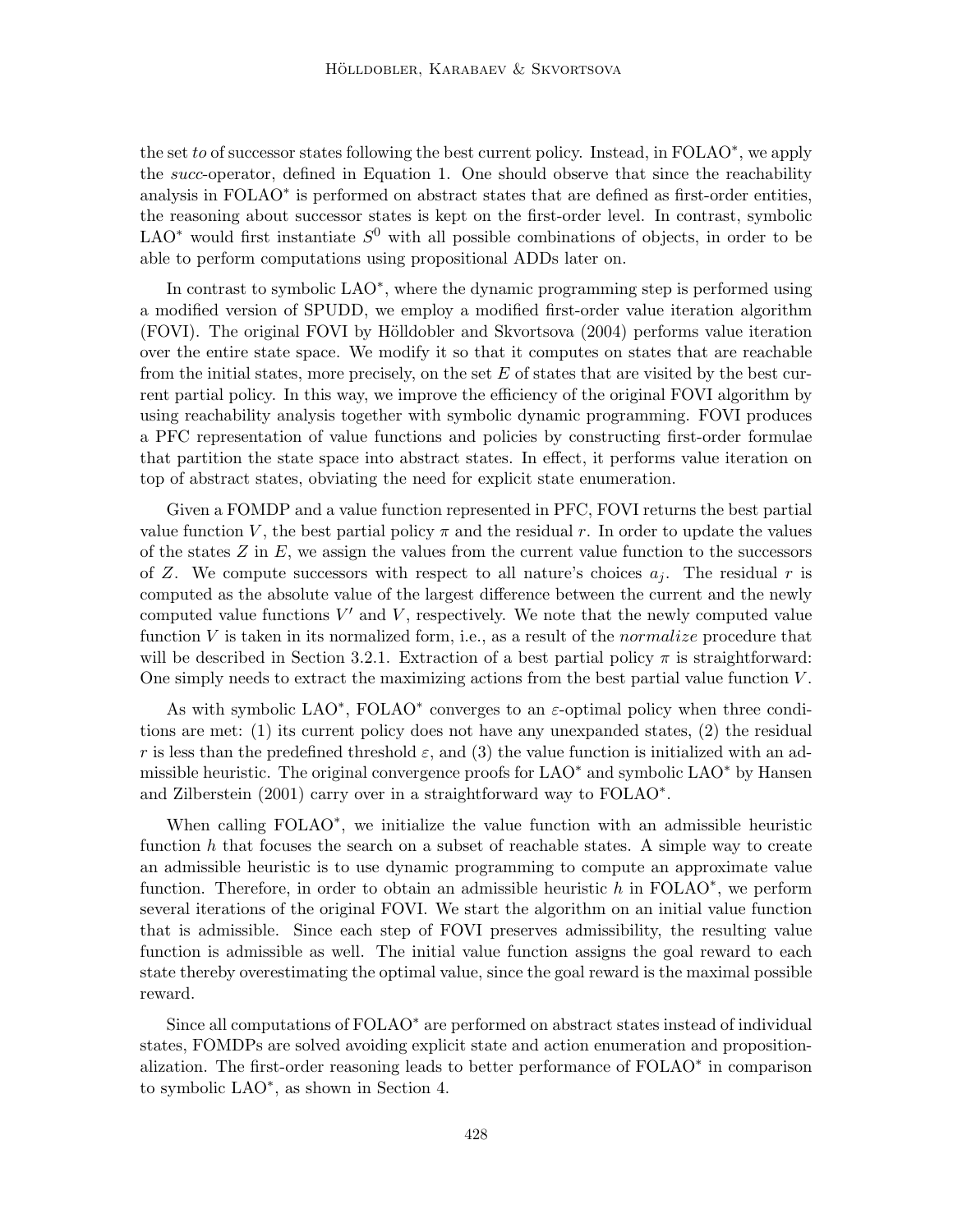the set *to* of successor states following the best current policy. Instead, in FOLAO$^*$, we apply the *succ*-operator, defined in Equation 1. One should observe that since the reachability analysis in FOLAO$^*$ is performed on abstract states that are defined as first-order entities, the reasoning about successor states is kept on the first-order level. In contrast, symbolic LAO$^*$ would first instantiate $S^0$ with all possible combinations of objects, in order to be able to perform computations using propositional ADDs later on.

In contrast to symbolic LAO$^*$, where the dynamic programming step is performed using a modified version of SPUDD, we employ a modified first-order value iteration algorithm (FOVI). The original FOVI by Hölldobler and Skvortsova (2004) performs value iteration over the entire state space. We modify it so that it computes on states that are reachable from the initial states, more precisely, on the set $E$ of states that are visited by the best current partial policy. In this way, we improve the efficiency of the original FOVI algorithm by using reachability analysis together with symbolic dynamic programming. FOVI produces a PFC representation of value functions and policies by constructing first-order formulae that partition the state space into abstract states. In effect, it performs value iteration on top of abstract states, obviating the need for explicit state enumeration.

Given a FOMDP and a value function represented in PFC, FOVI returns the best partial value function $V$, the best partial policy $\pi$ and the residual $r$. In order to update the values of the states $Z$ in $E$, we assign the values from the current value function to the successors of $Z$. We compute successors with respect to all nature's choices $a_j$. The residual $r$ is computed as the absolute value of the largest difference between the current and the newly computed value functions $V'$ and $V$, respectively. We note that the newly computed value function $V$ is taken in its normalized form, i.e., as a result of the *normalize* procedure that will be described in Section 3.2.1. Extraction of a best partial policy $\pi$ is straightforward: One simply needs to extract the maximizing actions from the best partial value function $V$.

As with symbolic LAO$^*$, FOLAO$^*$ converges to an $\varepsilon$-optimal policy when three conditions are met: (1) its current policy does not have any unexpanded states, (2) the residual $r$ is less than the predefined threshold $\varepsilon$, and (3) the value function is initialized with an admissible heuristic. The original convergence proofs for LAO$^*$ and symbolic LAO$^*$ by Hansen and Zilberstein (2001) carry over in a straightforward way to FOLAO$^*$.

When calling FOLAO$^*$, we initialize the value function with an admissible heuristic function $h$ that focuses the search on a subset of reachable states. A simple way to create an admissible heuristic is to use dynamic programming to compute an approximate value function. Therefore, in order to obtain an admissible heuristic $h$ in FOLAO$^*$, we perform several iterations of the original FOVI. We start the algorithm on an initial value function that is admissible. Since each step of FOVI preserves admissibility, the resulting value function is admissible as well. The initial value function assigns the goal reward to each state thereby overestimating the optimal value, since the goal reward is the maximal possible reward.

Since all computations of FOLAO$^*$ are performed on abstract states instead of individual states, FOMDPs are solved avoiding explicit state and action enumeration and propositionalization. The first-order reasoning leads to better performance of FOLAO$^*$ in comparison to symbolic LAO$^*$, as shown in Section 4.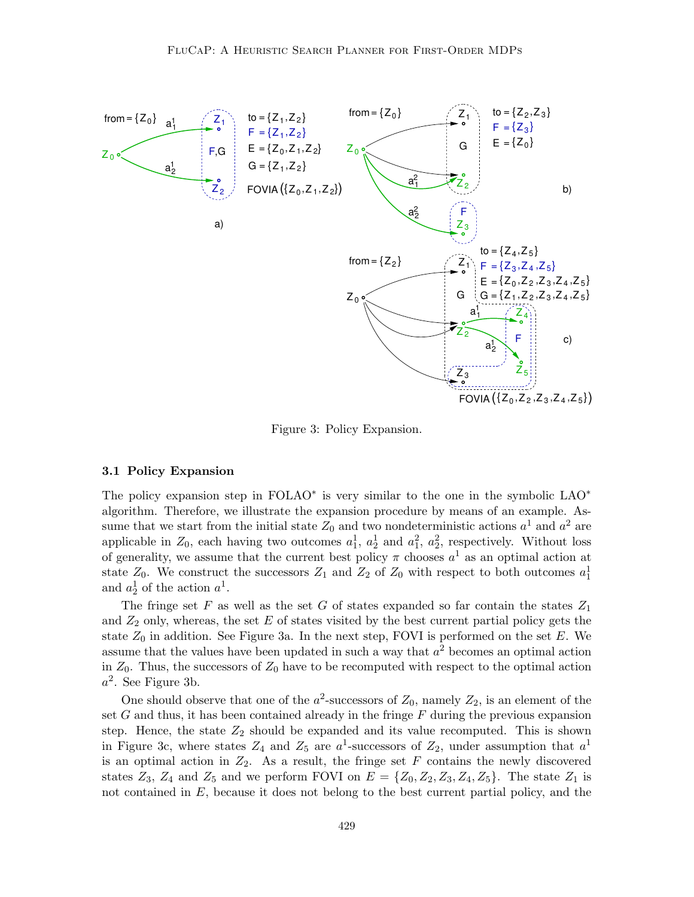Figure 3: Policy Expansion.

### 3.1 Policy Expansion

The policy expansion step in FOLAO* is very similar to the one in the symbolic LAO* algorithm. Therefore, we illustrate the expansion procedure by means of an example. Assume that we start from the initial state $Z_0$ and two nondeterministic actions $a^1$ and $a^2$ are applicable in $Z_0$, each having two outcomes $a^1_1$, $a^1_2$ and $a^2_1$, $a^2_2$, respectively. Without loss of generality, we assume that the current best policy $\pi$ chooses $a^1$ as an optimal action at state $Z_0$. We construct the successors $Z_1$ and $Z_2$ of $Z_0$ with respect to both outcomes $a^1_1$ and $a^1_2$ of the action $a^1$.

The fringe set $F$ as well as the set $G$ of states expanded so far contain the states $Z_1$ and $Z_2$ only, whereas, the set $E$ of states visited by the best current partial policy gets the state $Z_0$ in addition. See Figure 3a. In the next step, FOVI is performed on the set $E$. We assume that the values have been updated in such a way that $a^2$ becomes an optimal action in $Z_0$. Thus, the successors of $Z_0$ have to be recomputed with respect to the optimal action $a^2$. See Figure 3b.

One should observe that one of the $a^2$-successors of $Z_0$, namely $Z_2$, is an element of the set $G$ and thus, it has been contained already in the fringe $F$ during the previous expansion step. Hence, the state $Z_2$ should be expanded and its value recomputed. This is shown in Figure 3c, where states $Z_4$ and $Z_5$ are $a^1$-successors of $Z_2$, under assumption that $a^1$ is an optimal action in $Z_2$. As a result, the fringe set $F$ contains the newly discovered states $Z_3$, $Z_4$ and $Z_5$ and we perform FOVI on $E = \{Z_0, Z_2, Z_3, Z_4, Z_5\}$. The state $Z_1$ is not contained in $E$, because it does not belong to the best current partial policy, and the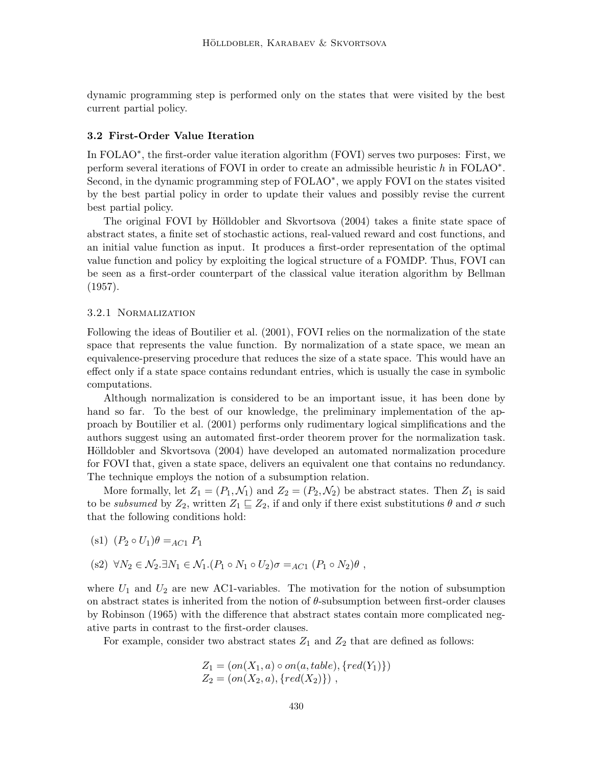dynamic programming step is performed only on the states that were visited by the best current partial policy.

### 3.2 First-Order Value Iteration

In FOLAO*, the first-order value iteration algorithm (FOVI) serves two purposes: First, we perform several iterations of FOVI in order to create an admissible heuristic $h$ in FOLAO*. Second, in the dynamic programming step of FOLAO*, we apply FOVI on the states visited by the best partial policy in order to update their values and possibly revise the current best partial policy.

The original FOVI by Hölldobler and Skvortsova (2004) takes a finite state space of abstract states, a finite set of stochastic actions, real-valued reward and cost functions, and an initial value function as input. It produces a first-order representation of the optimal value function and policy by exploiting the logical structure of a FOMDP. Thus, FOVI can be seen as a first-order counterpart of the classical value iteration algorithm by Bellman (1957).

#### 3.2.1 Normalization

Following the ideas of Boutilier et al. (2001), FOVI relies on the normalization of the state space that represents the value function. By normalization of a state space, we mean an equivalence-preserving procedure that reduces the size of a state space. This would have an effect only if a state space contains redundant entries, which is usually the case in symbolic computations.

Although normalization is considered to be an important issue, it has been done by hand so far. To the best of our knowledge, the preliminary implementation of the approach by Boutilier et al. (2001) performs only rudimentary logical simplifications and the authors suggest using an automated first-order theorem prover for the normalization task. Hölldobler and Skvortsova (2004) have developed an automated normalization procedure for FOVI that, given a state space, delivers an equivalent one that contains no redundancy. The technique employs the notion of a subsumption relation.

More formally, let $Z_1 = (P_1, \mathcal{N}_1)$ and $Z_2 = (P_2, \mathcal{N}_2)$ be abstract states. Then $Z_1$ is said to be *subsumed* by $Z_2$, written $Z_1 \sqsubseteq Z_2$, if and only if there exist substitutions $\theta$ and $\sigma$ such that the following conditions hold:

(s1) $(P_2 \circ U_1)\theta =_{AC1} P_1$

(s2) $\forall N_2 \in \mathcal{N}_2 . \exists N_1 \in \mathcal{N}_1 . (P_1 \circ N_1 \circ U_2)\sigma =_{AC1} (P_1 \circ N_2)\theta$ ,

where $U_1$ and $U_2$ are new AC1-variables. The motivation for the notion of subsumption on abstract states is inherited from the notion of $\theta$-subsumption between first-order clauses by Robinson (1965) with the difference that abstract states contain more complicated negative parts in contrast to the first-order clauses.

For example, consider two abstract states $Z_1$ and $Z_2$ that are defined as follows:

$$Z_1 = (on(X_1, a) \circ on(a, table), \{red(Y_1)\})$$
$$Z_2 = (on(X_2, a), \{red(X_2)\}) \; ,$$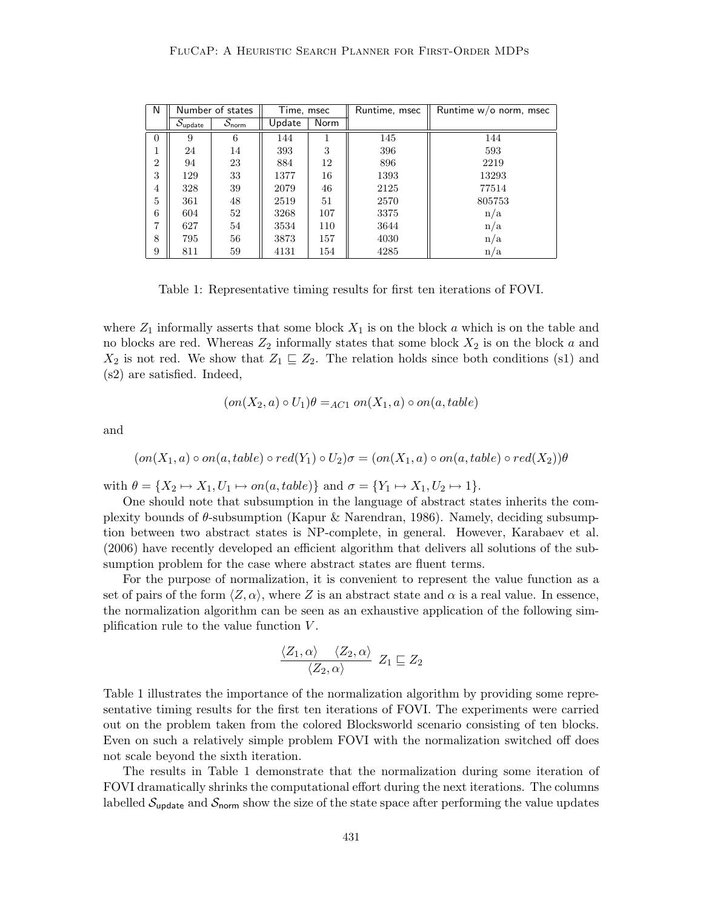| N | Number of states | | Time, msec | | Runtime, msec | Runtime w/o norm, msec |
|---|---|---|---|---|---|---|
| | $\mathcal{S}_{\mathsf{update}}$ | $\mathcal{S}_{\mathsf{norm}}$ | Update | Norm | | |
| 0 | 9 | 6 | 144 | 1 | 145 | 144 |
| 1 | 24 | 14 | 393 | 3 | 396 | 593 |
| 2 | 94 | 23 | 884 | 12 | 896 | 2219 |
| 3 | 129 | 33 | 1377 | 16 | 1393 | 13293 |
| 4 | 328 | 39 | 2079 | 46 | 2125 | 77514 |
| 5 | 361 | 48 | 2519 | 51 | 2570 | 805753 |
| 6 | 604 | 52 | 3268 | 107 | 3375 | n/a |
| 7 | 627 | 54 | 3534 | 110 | 3644 | n/a |
| 8 | 795 | 56 | 3873 | 157 | 4030 | n/a |
| 9 | 811 | 59 | 4131 | 154 | 4285 | n/a |

Table 1: Representative timing results for first ten iterations of FOVI.

where $Z_1$ informally asserts that some block $X_1$ is on the block $a$ which is on the table and no blocks are red. Whereas $Z_2$ informally states that some block $X_2$ is on the block $a$ and $X_2$ is not red. We show that $Z_1 \sqsubseteq Z_2$. The relation holds since both conditions (s1) and (s2) are satisfied. Indeed,

$$(on(X_2, a) \circ U_1)\theta =_{AC1} on(X_1, a) \circ on(a, table)$$

and

$$(on(X_1, a) \circ on(a, table) \circ red(Y_1) \circ U_2)\sigma = (on(X_1, a) \circ on(a, table) \circ red(X_2))\theta$$

with $\theta = \{X_2 \mapsto X_1, U_1 \mapsto on(a, table)\}$ and $\sigma = \{Y_1 \mapsto X_1, U_2 \mapsto 1\}$.

One should note that subsumption in the language of abstract states inherits the complexity bounds of $\theta$-subsumption (Kapur & Narendran, 1986). Namely, deciding subsumption between two abstract states is NP-complete, in general. However, Karabaev et al. (2006) have recently developed an efficient algorithm that delivers all solutions of the subsumption problem for the case where abstract states are fluent terms.

For the purpose of normalization, it is convenient to represent the value function as a set of pairs of the form $\langle Z, \alpha \rangle$, where $Z$ is an abstract state and $\alpha$ is a real value. In essence, the normalization algorithm can be seen as an exhaustive application of the following simplification rule to the value function $V$.

$$\frac{\langle Z_1, \alpha \rangle \quad \langle Z_2, \alpha \rangle}{\langle Z_2, \alpha \rangle} \; Z_1 \sqsubseteq Z_2$$

Table 1 illustrates the importance of the normalization algorithm by providing some representative timing results for the first ten iterations of FOVI. The experiments were carried out on the problem taken from the colored Blocksworld scenario consisting of ten blocks. Even on such a relatively simple problem FOVI with the normalization switched off does not scale beyond the sixth iteration.

The results in Table 1 demonstrate that the normalization during some iteration of FOVI dramatically shrinks the computational effort during the next iterations. The columns labelled $\mathcal{S}_{\mathsf{update}}$ and $\mathcal{S}_{\mathsf{norm}}$ show the size of the state space after performing the value updates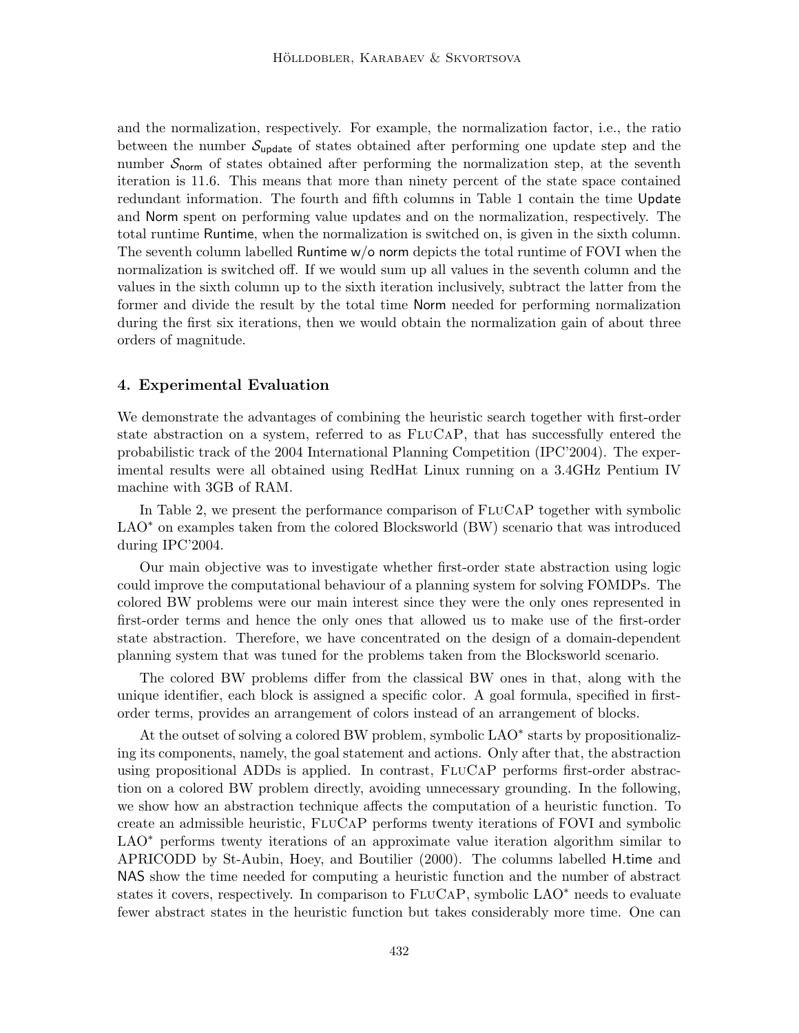and the normalization, respectively. For example, the normalization factor, i.e., the ratio between the number $\mathcal{S}_{\mathsf{update}}$ of states obtained after performing one update step and the number $\mathcal{S}_{\mathsf{norm}}$ of states obtained after performing the normalization step, at the seventh iteration is 11.6. This means that more than ninety percent of the state space contained redundant information. The fourth and fifth columns in Table 1 contain the time Update and Norm spent on performing value updates and on the normalization, respectively. The total runtime Runtime, when the normalization is switched on, is given in the sixth column. The seventh column labelled Runtime w/o norm depicts the total runtime of FOVI when the normalization is switched off. If we would sum up all values in the seventh column and the values in the sixth column up to the sixth iteration inclusively, subtract the latter from the former and divide the result by the total time Norm needed for performing normalization during the first six iterations, then we would obtain the normalization gain of about three orders of magnitude.

## 4. Experimental Evaluation

We demonstrate the advantages of combining the heuristic search together with first-order state abstraction on a system, referred to as FluCaP, that has successfully entered the probabilistic track of the 2004 International Planning Competition (IPC'2004). The experimental results were all obtained using RedHat Linux running on a 3.4GHz Pentium IV machine with 3GB of RAM.

In Table 2, we present the performance comparison of FluCaP together with symbolic LAO* on examples taken from the colored Blocksworld (BW) scenario that was introduced during IPC'2004.

Our main objective was to investigate whether first-order state abstraction using logic could improve the computational behaviour of a planning system for solving FOMDPs. The colored BW problems were our main interest since they were the only ones represented in first-order terms and hence the only ones that allowed us to make use of the first-order state abstraction. Therefore, we have concentrated on the design of a domain-dependent planning system that was tuned for the problems taken from the Blocksworld scenario.

The colored BW problems differ from the classical BW ones in that, along with the unique identifier, each block is assigned a specific color. A goal formula, specified in first-order terms, provides an arrangement of colors instead of an arrangement of blocks.

At the outset of solving a colored BW problem, symbolic LAO* starts by propositionalizing its components, namely, the goal statement and actions. Only after that, the abstraction using propositional ADDs is applied. In contrast, FluCaP performs first-order abstraction on a colored BW problem directly, avoiding unnecessary grounding. In the following, we show how an abstraction technique affects the computation of a heuristic function. To create an admissible heuristic, FluCaP performs twenty iterations of FOVI and symbolic LAO* performs twenty iterations of an approximate value iteration algorithm similar to APRICODD by St-Aubin, Hoey, and Boutilier (2000). The columns labelled H.time and NAS show the time needed for computing a heuristic function and the number of abstract states it covers, respectively. In comparison to FluCaP, symbolic LAO* needs to evaluate fewer abstract states in the heuristic function but takes considerably more time. One can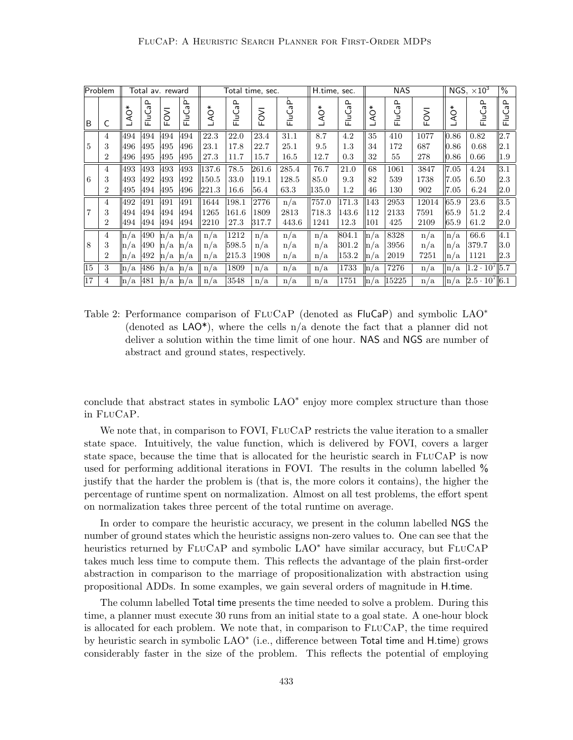| Problem | | Total av. reward | | | | Total time, sec. | | | | H.time, sec. | | NAS | | | NGS, $\times 10^3$ | | % |
|---|---|---|---|---|---|---|---|---|---|---|---|---|---|---|---|---|---|
| B | C | LAO* | FluCaP | FOVI | FluCaP⁻ | LAO* | FluCaP | FOVI | FluCaP⁻ | LAO* | FluCaP | LAO* | FluCaP | FOVI | LAO* | FluCaP | FluCaP |
| 5 | 4 | 494 | 494 | 494 | 494 | 22.3 | 22.0 | 23.4 | 31.1 | 8.7 | 4.2 | 35 | 410 | 1077 | 0.86 | 0.82 | 2.7 |
| | 3 | 496 | 495 | 495 | 496 | 23.1 | 17.8 | 22.7 | 25.1 | 9.5 | 1.3 | 34 | 172 | 687 | 0.86 | 0.68 | 2.1 |
| | 2 | 496 | 495 | 495 | 495 | 27.3 | 11.7 | 15.7 | 16.5 | 12.7 | 0.3 | 32 | 55 | 278 | 0.86 | 0.66 | 1.9 |
| 6 | 4 | 493 | 493 | 493 | 493 | 137.6 | 78.5 | 261.6 | 285.4 | 76.7 | 21.0 | 68 | 1061 | 3847 | 7.05 | 4.24 | 3.1 |
| | 3 | 493 | 492 | 493 | 492 | 150.5 | 33.0 | 119.1 | 128.5 | 85.0 | 9.3 | 82 | 539 | 1738 | 7.05 | 6.50 | 2.3 |
| | 2 | 495 | 494 | 495 | 496 | 221.3 | 16.6 | 56.4 | 63.3 | 135.0 | 1.2 | 46 | 130 | 902 | 7.05 | 6.24 | 2.0 |
| 7 | 4 | 492 | 491 | 491 | 491 | 1644 | 198.1 | 2776 | n/a | 757.0 | 171.3 | 143 | 2953 | 12014 | 65.9 | 23.6 | 3.5 |
| | 3 | 494 | 494 | 494 | 494 | 1265 | 161.6 | 1809 | 2813 | 718.3 | 143.6 | 112 | 2133 | 7591 | 65.9 | 51.2 | 2.4 |
| | 2 | 494 | 494 | 494 | 494 | 2210 | 27.3 | 317.7 | 443.6 | 1241 | 12.3 | 101 | 425 | 2109 | 65.9 | 61.2 | 2.0 |
| 8 | 4 | n/a | 490 | n/a | n/a | n/a | 1212 | n/a | n/a | n/a | 804.1 | n/a | 8328 | n/a | n/a | 66.6 | 4.1 |
| | 3 | n/a | 490 | n/a | n/a | n/a | 598.5 | n/a | n/a | n/a | 301.2 | n/a | 3956 | n/a | n/a | 379.7 | 3.0 |
| | 2 | n/a | 492 | n/a | n/a | n/a | 215.3 | 1908 | n/a | n/a | 153.2 | n/a | 2019 | 7251 | n/a | 1121 | 2.3 |
| 15 | 3 | n/a | 486 | n/a | n/a | n/a | 1809 | n/a | n/a | n/a | 1733 | n/a | 7276 | n/a | n/a | $1.2 \cdot 10^7$ | 5.7 |
| 17 | 4 | n/a | 481 | n/a | n/a | n/a | 3548 | n/a | n/a | n/a | 1751 | n/a | 15225 | n/a | n/a | $2.5 \cdot 10^7$ | 6.1 |

Table 2: Performance comparison of FluCaP (denoted as FluCaP) and symbolic LAO$^*$ (denoted as LAO*), where the cells n/a denote the fact that a planner did not deliver a solution within the time limit of one hour. NAS and NGS are number of abstract and ground states, respectively.

conclude that abstract states in symbolic LAO$^*$ enjoy more complex structure than those in FluCaP.

We note that, in comparison to FOVI, FluCaP restricts the value iteration to a smaller state space. Intuitively, the value function, which is delivered by FOVI, covers a larger state space, because the time that is allocated for the heuristic search in FluCaP is now used for performing additional iterations in FOVI. The results in the column labelled % justify that the harder the problem is (that is, the more colors it contains), the higher the percentage of runtime spent on normalization. Almost on all test problems, the effort spent on normalization takes three percent of the total runtime on average.

In order to compare the heuristic accuracy, we present in the column labelled NGS the number of ground states which the heuristic assigns non-zero values to. One can see that the heuristics returned by FluCaP and symbolic LAO$^*$ have similar accuracy, but FluCaP takes much less time to compute them. This reflects the advantage of the plain first-order abstraction in comparison to the marriage of propositionalization with abstraction using propositional ADDs. In some examples, we gain several orders of magnitude in H.time.

The column labelled Total time presents the time needed to solve a problem. During this time, a planner must execute 30 runs from an initial state to a goal state. A one-hour block is allocated for each problem. We note that, in comparison to FluCaP, the time required by heuristic search in symbolic LAO$^*$ (i.e., difference between Total time and H.time) grows considerably faster in the size of the problem. This reflects the potential of employing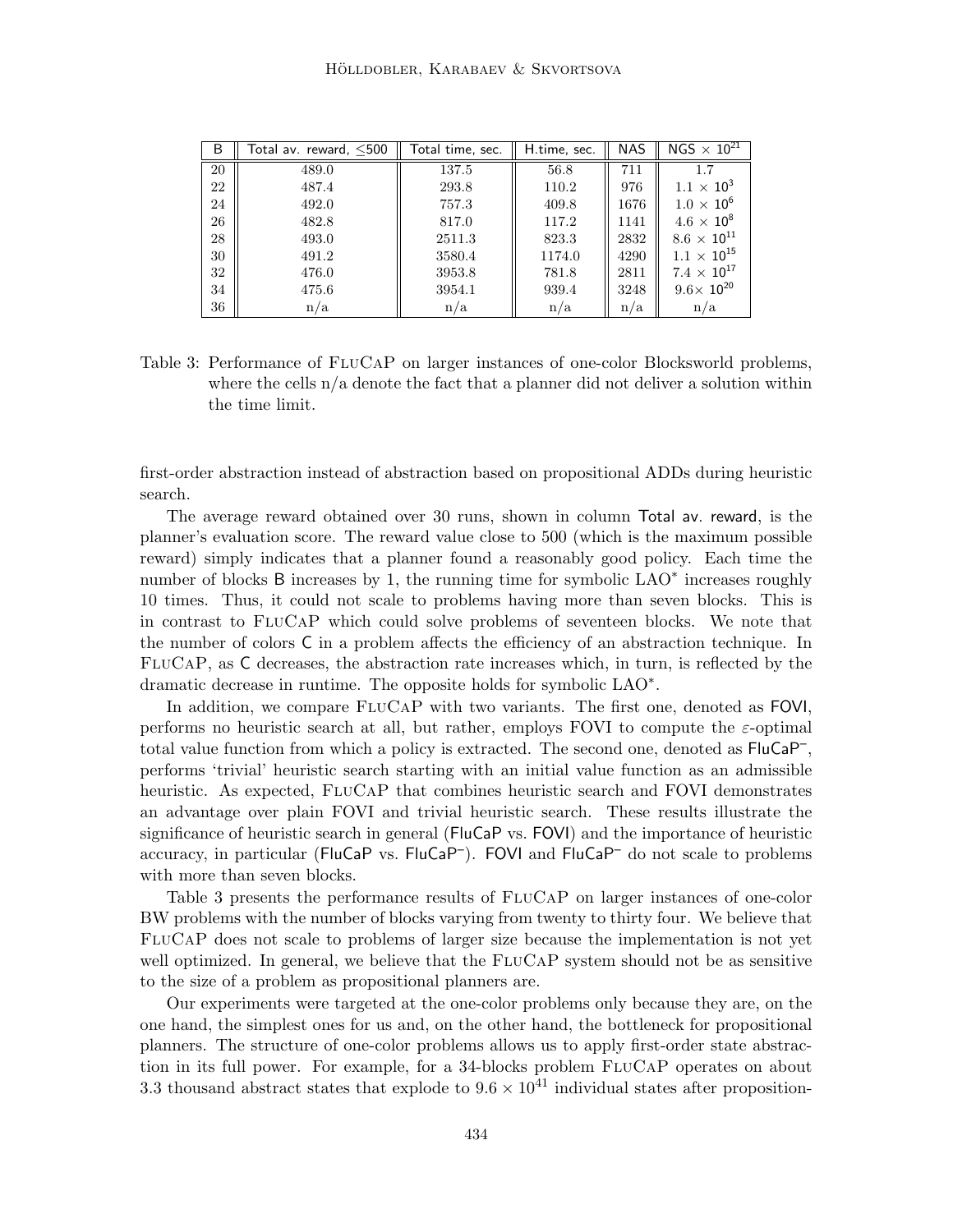| B | Total av. reward, $\leq$500 | Total time, sec. | H.time, sec. | NAS | NGS $\times$ $10^{21}$ |
|---|---|---|---|---|---|
| 20 | 489.0 | 137.5 | 56.8 | 711 | 1.7 |
| 22 | 487.4 | 293.8 | 110.2 | 976 | $1.1 \times 10^3$ |
| 24 | 492.0 | 757.3 | 409.8 | 1676 | $1.0 \times 10^6$ |
| 26 | 482.8 | 817.0 | 117.2 | 1141 | $4.6 \times 10^8$ |
| 28 | 493.0 | 2511.3 | 823.3 | 2832 | $8.6 \times 10^{11}$ |
| 30 | 491.2 | 3580.4 | 1174.0 | 4290 | $1.1 \times 10^{15}$ |
| 32 | 476.0 | 3953.8 | 781.8 | 2811 | $7.4 \times 10^{17}$ |
| 34 | 475.6 | 3954.1 | 939.4 | 3248 | $9.6 \times 10^{20}$ |
| 36 | n/a | n/a | n/a | n/a | n/a |

Table 3: Performance of FluCaP on larger instances of one-color Blocksworld problems, where the cells n/a denote the fact that a planner did not deliver a solution within the time limit.

first-order abstraction instead of abstraction based on propositional ADDs during heuristic search.

The average reward obtained over 30 runs, shown in column Total av. reward, is the planner's evaluation score. The reward value close to 500 (which is the maximum possible reward) simply indicates that a planner found a reasonably good policy. Each time the number of blocks B increases by 1, the running time for symbolic LAO$^*$ increases roughly 10 times. Thus, it could not scale to problems having more than seven blocks. This is in contrast to FluCaP which could solve problems of seventeen blocks. We note that the number of colors C in a problem affects the efficiency of an abstraction technique. In FluCaP, as C decreases, the abstraction rate increases which, in turn, is reflected by the dramatic decrease in runtime. The opposite holds for symbolic LAO$^*$.

In addition, we compare FluCaP with two variants. The first one, denoted as FOVI, performs no heuristic search at all, but rather, employs FOVI to compute the $\varepsilon$-optimal total value function from which a policy is extracted. The second one, denoted as FluCaP$^-$, performs 'trivial' heuristic search starting with an initial value function as an admissible heuristic. As expected, FluCaP that combines heuristic search and FOVI demonstrates an advantage over plain FOVI and trivial heuristic search. These results illustrate the significance of heuristic search in general (FluCaP vs. FOVI) and the importance of heuristic accuracy, in particular (FluCaP vs. FluCaP$^-$). FOVI and FluCaP$^-$ do not scale to problems with more than seven blocks.

Table 3 presents the performance results of FluCaP on larger instances of one-color BW problems with the number of blocks varying from twenty to thirty four. We believe that FluCaP does not scale to problems of larger size because the implementation is not yet well optimized. In general, we believe that the FluCaP system should not be as sensitive to the size of a problem as propositional planners are.

Our experiments were targeted at the one-color problems only because they are, on the one hand, the simplest ones for us and, on the other hand, the bottleneck for propositional planners. The structure of one-color problems allows us to apply first-order state abstraction in its full power. For example, for a 34-blocks problem FluCaP operates on about 3.3 thousand abstract states that explode to $9.6 \times 10^{41}$ individual states after proposition-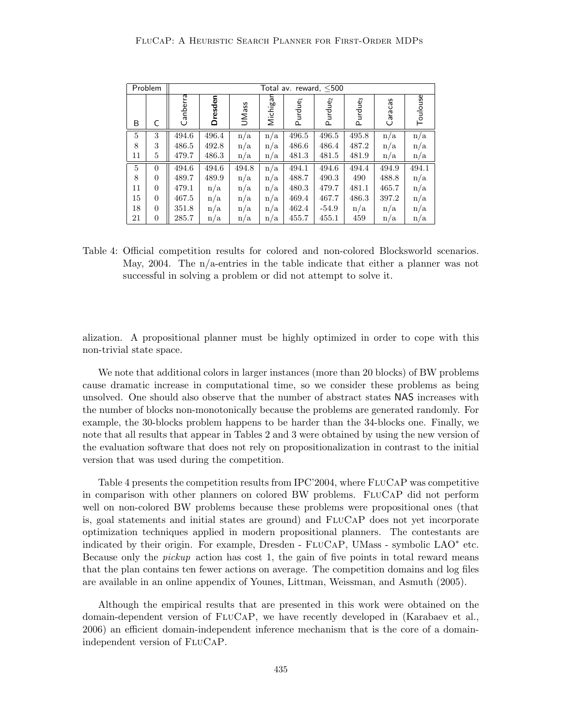| Problem | | Total av. reward, ≤500 | | | | | | | | |
|---|---|---|---|---|---|---|---|---|---|---|
| B | C | Canberra | **Dresden** | UMass | Michigan | $\text{Purdue}_1$ | $\text{Purdue}_2$ | $\text{Purdue}_3$ | Caracas | Toulouse |
| 5 | 3 | 494.6 | 496.4 | n/a | n/a | 496.5 | 496.5 | 495.8 | n/a | n/a |
| 8 | 3 | 486.5 | 492.8 | n/a | n/a | 486.6 | 486.4 | 487.2 | n/a | n/a |
| 11 | 5 | 479.7 | 486.3 | n/a | n/a | 481.3 | 481.5 | 481.9 | n/a | n/a |
| 5 | 0 | 494.6 | 494.6 | 494.8 | n/a | 494.1 | 494.6 | 494.4 | 494.9 | 494.1 |
| 8 | 0 | 489.7 | 489.9 | n/a | n/a | 488.7 | 490.3 | 490 | 488.8 | n/a |
| 11 | 0 | 479.1 | n/a | n/a | n/a | 480.3 | 479.7 | 481.1 | 465.7 | n/a |
| 15 | 0 | 467.5 | n/a | n/a | n/a | 469.4 | 467.7 | 486.3 | 397.2 | n/a |
| 18 | 0 | 351.8 | n/a | n/a | n/a | 462.4 | -54.9 | n/a | n/a | n/a |
| 21 | 0 | 285.7 | n/a | n/a | n/a | 455.7 | 455.1 | 459 | n/a | n/a |

Table 4: Official competition results for colored and non-colored Blocksworld scenarios. May, 2004. The n/a-entries in the table indicate that either a planner was not successful in solving a problem or did not attempt to solve it.

alization. A propositional planner must be highly optimized in order to cope with this non-trivial state space.

We note that additional colors in larger instances (more than 20 blocks) of BW problems cause dramatic increase in computational time, so we consider these problems as being unsolved. One should also observe that the number of abstract states NAS increases with the number of blocks non-monotonically because the problems are generated randomly. For example, the 30-blocks problem happens to be harder than the 34-blocks one. Finally, we note that all results that appear in Tables 2 and 3 were obtained by using the new version of the evaluation software that does not rely on propositionalization in contrast to the initial version that was used during the competition.

Table 4 presents the competition results from IPC'2004, where FluCaP was competitive in comparison with other planners on colored BW problems. FluCaP did not perform well on non-colored BW problems because these problems were propositional ones (that is, goal statements and initial states are ground) and FluCaP does not yet incorporate optimization techniques applied in modern propositional planners. The contestants are indicated by their origin. For example, Dresden - FluCaP, UMass - symbolic LAO$^*$ etc. Because only the *pickup* action has cost 1, the gain of five points in total reward means that the plan contains ten fewer actions on average. The competition domains and log files are available in an online appendix of Younes, Littman, Weissman, and Asmuth (2005).

Although the empirical results that are presented in this work were obtained on the domain-dependent version of FluCaP, we have recently developed in (Karabaev et al., 2006) an efficient domain-independent inference mechanism that is the core of a domain-independent version of FluCaP.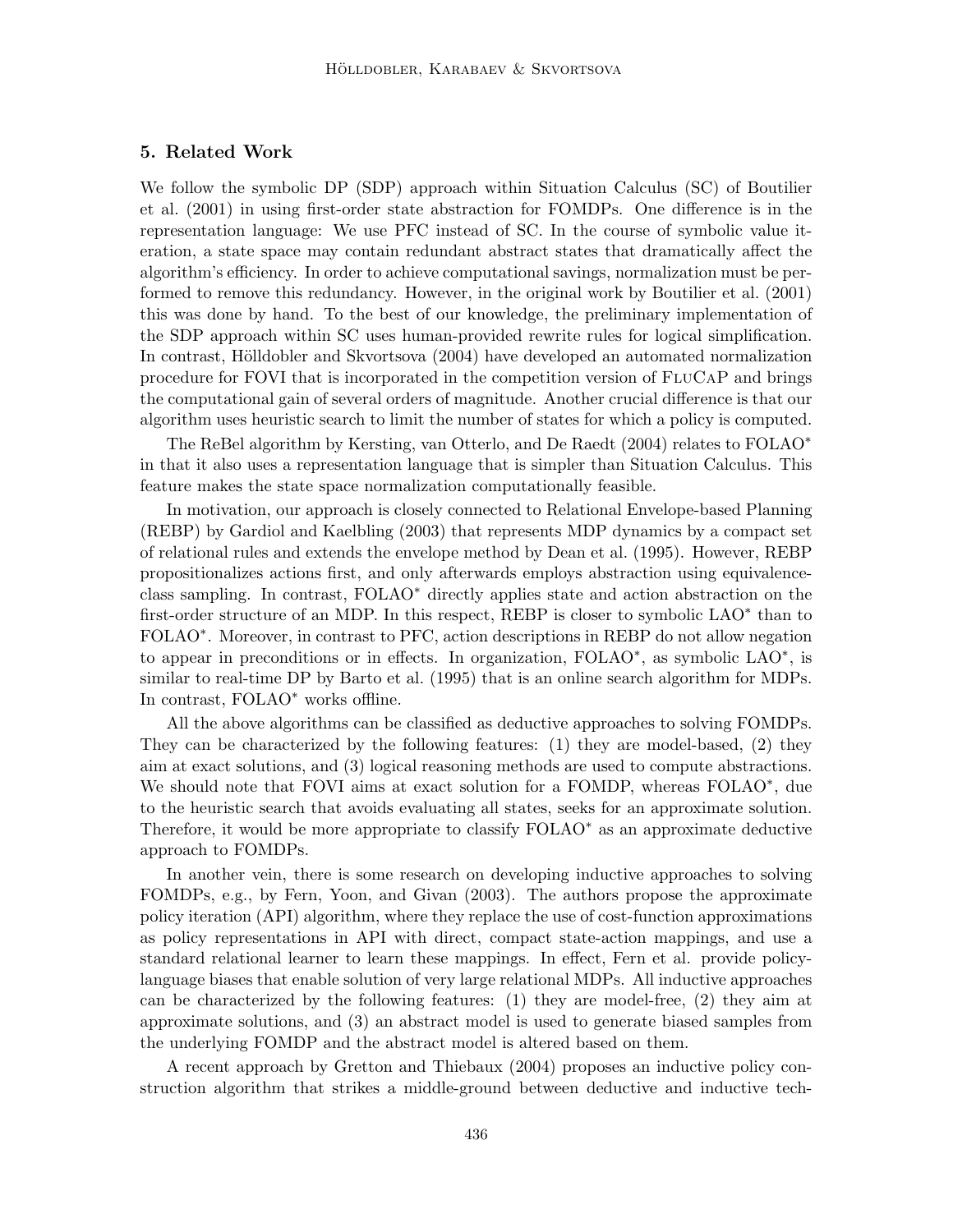## 5. Related Work

We follow the symbolic DP (SDP) approach within Situation Calculus (SC) of Boutilier et al. (2001) in using first-order state abstraction for FOMDPs. One difference is in the representation language: We use PFC instead of SC. In the course of symbolic value iteration, a state space may contain redundant abstract states that dramatically affect the algorithm's efficiency. In order to achieve computational savings, normalization must be performed to remove this redundancy. However, in the original work by Boutilier et al. (2001) this was done by hand. To the best of our knowledge, the preliminary implementation of the SDP approach within SC uses human-provided rewrite rules for logical simplification. In contrast, Hölldobler and Skvortsova (2004) have developed an automated normalization procedure for FOVI that is incorporated in the competition version of FluCaP and brings the computational gain of several orders of magnitude. Another crucial difference is that our algorithm uses heuristic search to limit the number of states for which a policy is computed.

The ReBel algorithm by Kersting, van Otterlo, and De Raedt (2004) relates to FOLAO$^*$ in that it also uses a representation language that is simpler than Situation Calculus. This feature makes the state space normalization computationally feasible.

In motivation, our approach is closely connected to Relational Envelope-based Planning (REBP) by Gardiol and Kaelbling (2003) that represents MDP dynamics by a compact set of relational rules and extends the envelope method by Dean et al. (1995). However, REBP propositionalizes actions first, and only afterwards employs abstraction using equivalence-class sampling. In contrast, FOLAO$^*$ directly applies state and action abstraction on the first-order structure of an MDP. In this respect, REBP is closer to symbolic LAO$^*$ than to FOLAO$^*$. Moreover, in contrast to PFC, action descriptions in REBP do not allow negation to appear in preconditions or in effects. In organization, FOLAO$^*$, as symbolic LAO$^*$, is similar to real-time DP by Barto et al. (1995) that is an online search algorithm for MDPs. In contrast, FOLAO$^*$ works offline.

All the above algorithms can be classified as deductive approaches to solving FOMDPs. They can be characterized by the following features: (1) they are model-based, (2) they aim at exact solutions, and (3) logical reasoning methods are used to compute abstractions. We should note that FOVI aims at exact solution for a FOMDP, whereas FOLAO$^*$, due to the heuristic search that avoids evaluating all states, seeks for an approximate solution. Therefore, it would be more appropriate to classify FOLAO$^*$ as an approximate deductive approach to FOMDPs.

In another vein, there is some research on developing inductive approaches to solving FOMDPs, e.g., by Fern, Yoon, and Givan (2003). The authors propose the approximate policy iteration (API) algorithm, where they replace the use of cost-function approximations as policy representations in API with direct, compact state-action mappings, and use a standard relational learner to learn these mappings. In effect, Fern et al. provide policy-language biases that enable solution of very large relational MDPs. All inductive approaches can be characterized by the following features: (1) they are model-free, (2) they aim at approximate solutions, and (3) an abstract model is used to generate biased samples from the underlying FOMDP and the abstract model is altered based on them.

A recent approach by Gretton and Thiebaux (2004) proposes an inductive policy construction algorithm that strikes a middle-ground between deductive and inductive tech-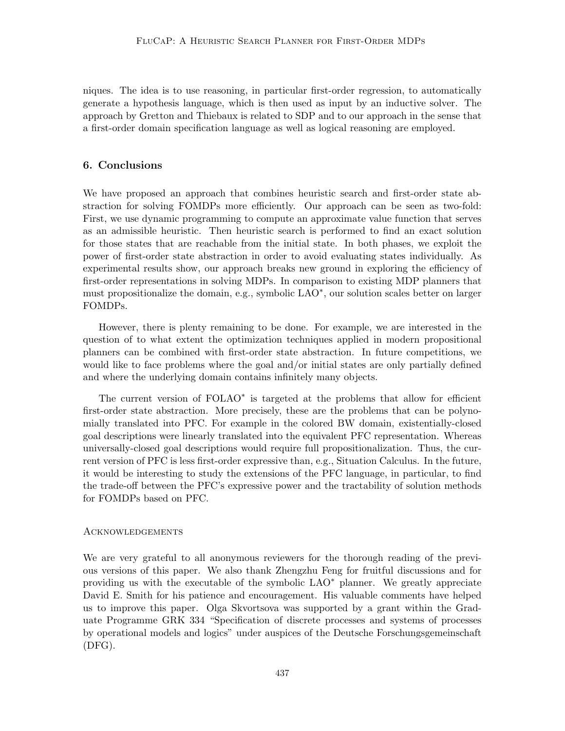niques. The idea is to use reasoning, in particular first-order regression, to automatically generate a hypothesis language, which is then used as input by an inductive solver. The approach by Gretton and Thiebaux is related to SDP and to our approach in the sense that a first-order domain specification language as well as logical reasoning are employed.

## 6. Conclusions

We have proposed an approach that combines heuristic search and first-order state abstraction for solving FOMDPs more efficiently. Our approach can be seen as two-fold: First, we use dynamic programming to compute an approximate value function that serves as an admissible heuristic. Then heuristic search is performed to find an exact solution for those states that are reachable from the initial state. In both phases, we exploit the power of first-order state abstraction in order to avoid evaluating states individually. As experimental results show, our approach breaks new ground in exploring the efficiency of first-order representations in solving MDPs. In comparison to existing MDP planners that must propositionalize the domain, e.g., symbolic LAO$^*$, our solution scales better on larger FOMDPs.

However, there is plenty remaining to be done. For example, we are interested in the question of to what extent the optimization techniques applied in modern propositional planners can be combined with first-order state abstraction. In future competitions, we would like to face problems where the goal and/or initial states are only partially defined and where the underlying domain contains infinitely many objects.

The current version of FOLAO$^*$ is targeted at the problems that allow for efficient first-order state abstraction. More precisely, these are the problems that can be polynomially translated into PFC. For example in the colored BW domain, existentially-closed goal descriptions were linearly translated into the equivalent PFC representation. Whereas universally-closed goal descriptions would require full propositionalization. Thus, the current version of PFC is less first-order expressive than, e.g., Situation Calculus. In the future, it would be interesting to study the extensions of the PFC language, in particular, to find the trade-off between the PFC's expressive power and the tractability of solution methods for FOMDPs based on PFC.

### Acknowledgements

We are very grateful to all anonymous reviewers for the thorough reading of the previous versions of this paper. We also thank Zhengzhu Feng for fruitful discussions and for providing us with the executable of the symbolic LAO$^*$ planner. We greatly appreciate David E. Smith for his patience and encouragement. His valuable comments have helped us to improve this paper. Olga Skvortsova was supported by a grant within the Graduate Programme GRK 334 "Specification of discrete processes and systems of processes by operational models and logics" under auspices of the Deutsche Forschungsgemeinschaft (DFG).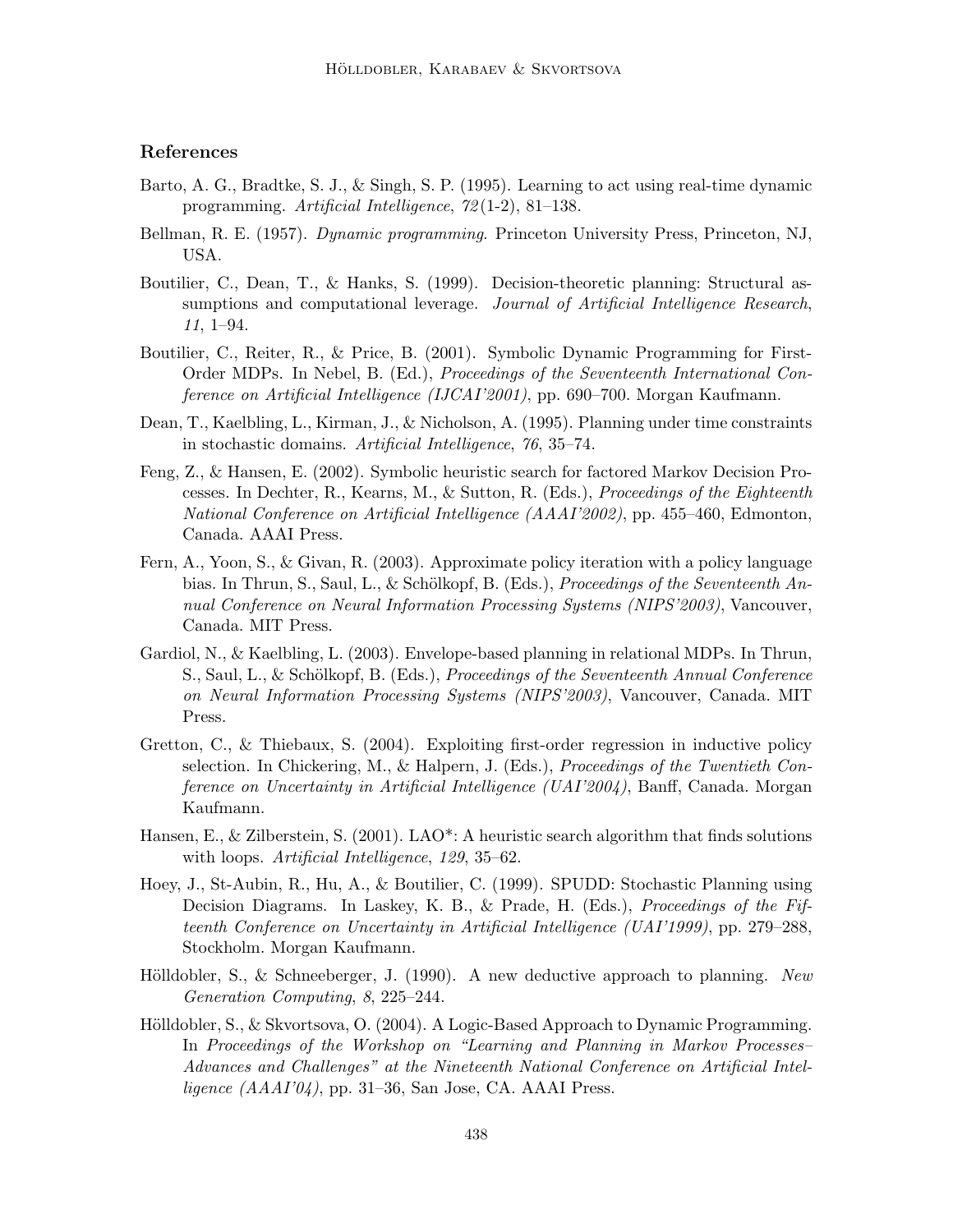## References

Barto, A. G., Bradtke, S. J., & Singh, S. P. (1995). Learning to act using real-time dynamic programming. *Artificial Intelligence*, *72*(1-2), 81–138.

Bellman, R. E. (1957). *Dynamic programming*. Princeton University Press, Princeton, NJ, USA.

Boutilier, C., Dean, T., & Hanks, S. (1999). Decision-theoretic planning: Structural assumptions and computational leverage. *Journal of Artificial Intelligence Research*, *11*, 1–94.

Boutilier, C., Reiter, R., & Price, B. (2001). Symbolic Dynamic Programming for First-Order MDPs. In Nebel, B. (Ed.), *Proceedings of the Seventeenth International Conference on Artificial Intelligence (IJCAI'2001)*, pp. 690–700. Morgan Kaufmann.

Dean, T., Kaelbling, L., Kirman, J., & Nicholson, A. (1995). Planning under time constraints in stochastic domains. *Artificial Intelligence*, *76*, 35–74.

Feng, Z., & Hansen, E. (2002). Symbolic heuristic search for factored Markov Decision Processes. In Dechter, R., Kearns, M., & Sutton, R. (Eds.), *Proceedings of the Eighteenth National Conference on Artificial Intelligence (AAAI'2002)*, pp. 455–460, Edmonton, Canada. AAAI Press.

Fern, A., Yoon, S., & Givan, R. (2003). Approximate policy iteration with a policy language bias. In Thrun, S., Saul, L., & Schölkopf, B. (Eds.), *Proceedings of the Seventeenth Annual Conference on Neural Information Processing Systems (NIPS'2003)*, Vancouver, Canada. MIT Press.

Gardiol, N., & Kaelbling, L. (2003). Envelope-based planning in relational MDPs. In Thrun, S., Saul, L., & Schölkopf, B. (Eds.), *Proceedings of the Seventeenth Annual Conference on Neural Information Processing Systems (NIPS'2003)*, Vancouver, Canada. MIT Press.

Gretton, C., & Thiebaux, S. (2004). Exploiting first-order regression in inductive policy selection. In Chickering, M., & Halpern, J. (Eds.), *Proceedings of the Twentieth Conference on Uncertainty in Artificial Intelligence (UAI'2004)*, Banff, Canada. Morgan Kaufmann.

Hansen, E., & Zilberstein, S. (2001). LAO*: A heuristic search algorithm that finds solutions with loops. *Artificial Intelligence*, *129*, 35–62.

Hoey, J., St-Aubin, R., Hu, A., & Boutilier, C. (1999). SPUDD: Stochastic Planning using Decision Diagrams. In Laskey, K. B., & Prade, H. (Eds.), *Proceedings of the Fifteenth Conference on Uncertainty in Artificial Intelligence (UAI'1999)*, pp. 279–288, Stockholm. Morgan Kaufmann.

Hölldobler, S., & Schneeberger, J. (1990). A new deductive approach to planning. *New Generation Computing*, *8*, 225–244.

Hölldobler, S., & Skvortsova, O. (2004). A Logic-Based Approach to Dynamic Programming. In *Proceedings of the Workshop on "Learning and Planning in Markov Processes–Advances and Challenges" at the Nineteenth National Conference on Artificial Intelligence (AAAI'04)*, pp. 31–36, San Jose, CA. AAAI Press.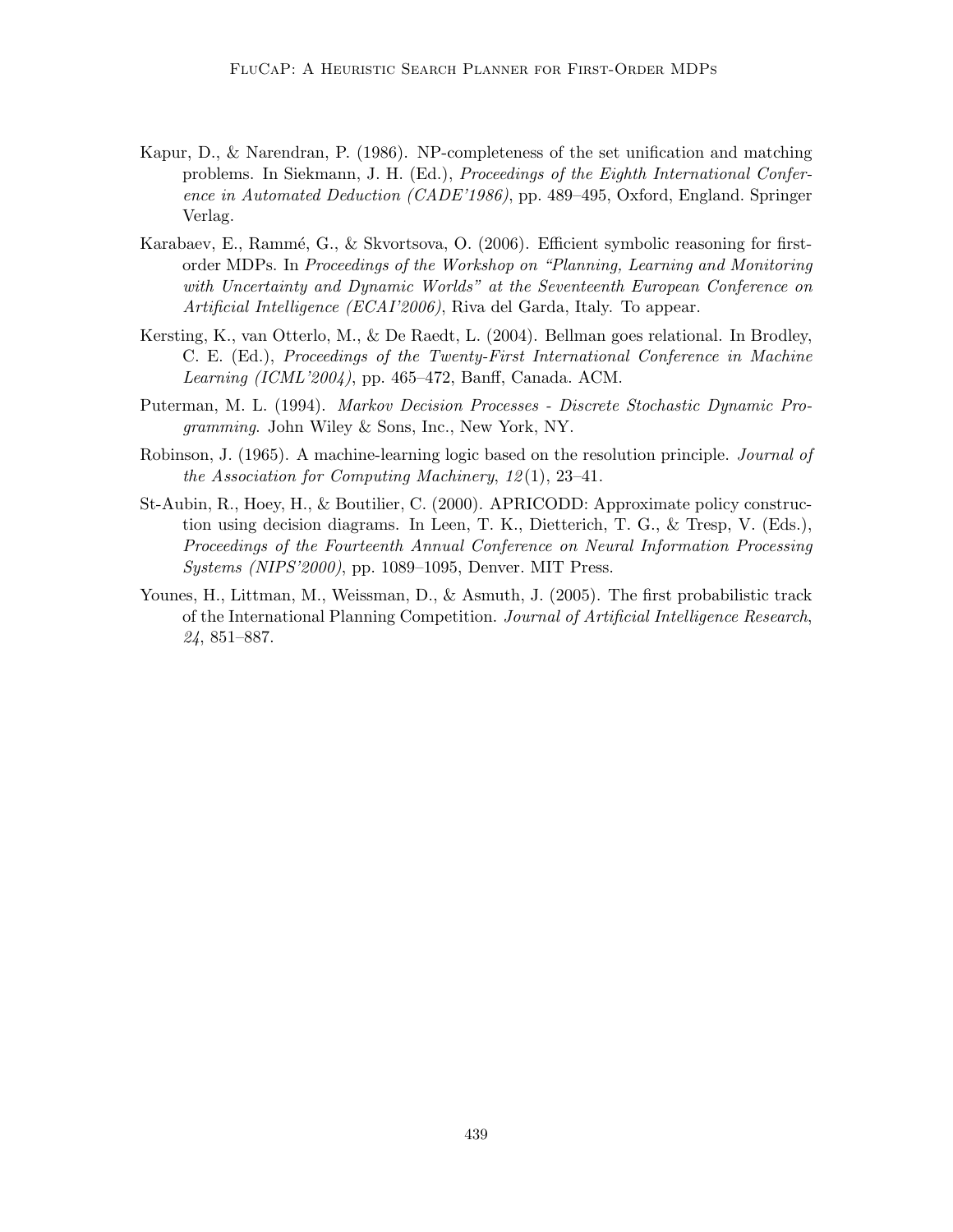Kapur, D., & Narendran, P. (1986). NP-completeness of the set unification and matching problems. In Siekmann, J. H. (Ed.), *Proceedings of the Eighth International Conference in Automated Deduction (CADE'1986)*, pp. 489–495, Oxford, England. Springer Verlag.

Karabaev, E., Rammé, G., & Skvortsova, O. (2006). Efficient symbolic reasoning for first-order MDPs. In *Proceedings of the Workshop on "Planning, Learning and Monitoring with Uncertainty and Dynamic Worlds" at the Seventeenth European Conference on Artificial Intelligence (ECAI'2006)*, Riva del Garda, Italy. To appear.

Kersting, K., van Otterlo, M., & De Raedt, L. (2004). Bellman goes relational. In Brodley, C. E. (Ed.), *Proceedings of the Twenty-First International Conference in Machine Learning (ICML'2004)*, pp. 465–472, Banff, Canada. ACM.

Puterman, M. L. (1994). *Markov Decision Processes - Discrete Stochastic Dynamic Programming*. John Wiley & Sons, Inc., New York, NY.

Robinson, J. (1965). A machine-learning logic based on the resolution principle. *Journal of the Association for Computing Machinery*, *12*(1), 23–41.

St-Aubin, R., Hoey, H., & Boutilier, C. (2000). APRICODD: Approximate policy construction using decision diagrams. In Leen, T. K., Dietterich, T. G., & Tresp, V. (Eds.), *Proceedings of the Fourteenth Annual Conference on Neural Information Processing Systems (NIPS'2000)*, pp. 1089–1095, Denver. MIT Press.

Younes, H., Littman, M., Weissman, D., & Asmuth, J. (2005). The first probabilistic track of the International Planning Competition. *Journal of Artificial Intelligence Research*, *24*, 851–887.